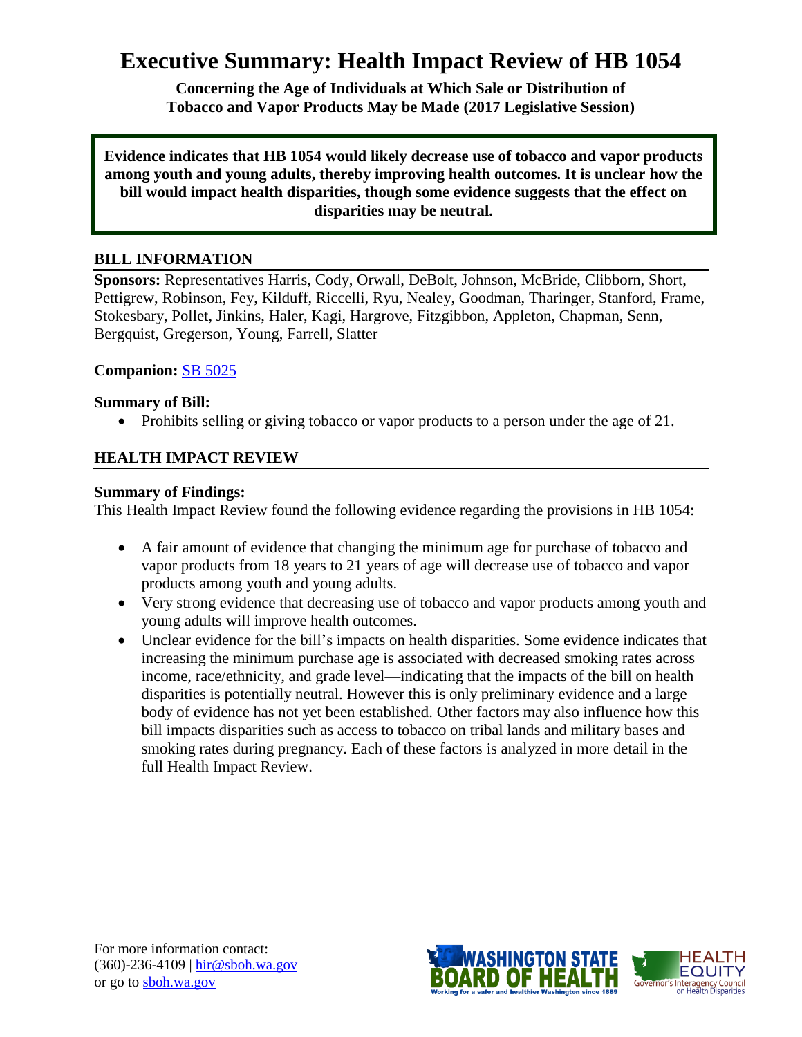# Executive Summary: Health Impact Review of HB 1054

**Concerning the Age of Individuals at Which Sale or Distribution of Tobacco and Vapor Products May be Made (2017 Legislative Session)**

**Evidence indicates that HB 1054 would likely decrease use of tobacco and vapor products among youth and young adults, thereby improving health outcomes. It is unclear how the bill would impact health disparities, though some evidence suggests that the effect on disparities may be neutral.**

## BILL INFORMATION

**Sponsors:** Representatives Harris, Cody, Orwall, DeBolt, Johnson, McBride, Clibborn, Short, Pettigrew, Robinson, Fey, Kilduff, Riccelli, Ryu, Nealey, Goodman, Tharinger, Stanford, Frame, Stokesbary, Pollet, Jinkins, Haler, Kagi, Hargrove, Fitzgibbon, Appleton, Chapman, Senn, Bergquist, Gregerson, Young, Farrell, Slatter

**Companion:** SB 5025

**Summary of Bill:**

- Prohibits selling or giving tobacco or vapor products to a person under the age of 21.

## HEALTH IMPACT REVIEW

**Summary of Findings:**

This Health Impact Review found the following evidence regarding the provisions in HB 1054:

- A fair amount of evidence that changing the minimum age for purchase of tobacco and vapor products from 18 years to 21 years of age will decrease use of tobacco and vapor products among youth and young adults.
- Very strong evidence that decreasing use of tobacco and vapor products among youth and young adults will improve health outcomes.
- Unclear evidence for the bill's impacts on health disparities. Some evidence indicates that increasing the minimum purchase age is associated with decreased smoking rates across income, race/ethnicity, and grade level—indicating that the impacts of the bill on health disparities is potentially neutral. However this is only preliminary evidence and a large body of evidence has not yet been established. Other factors may also influence how this bill impacts disparities such as access to tobacco on tribal lands and military bases and smoking rates during pregnancy. Each of these factors is analyzed in more detail in the full Health Impact Review.

For more information contact:
(360)-236-4109 | hir@sboh.wa.gov
or go to sboh.wa.gov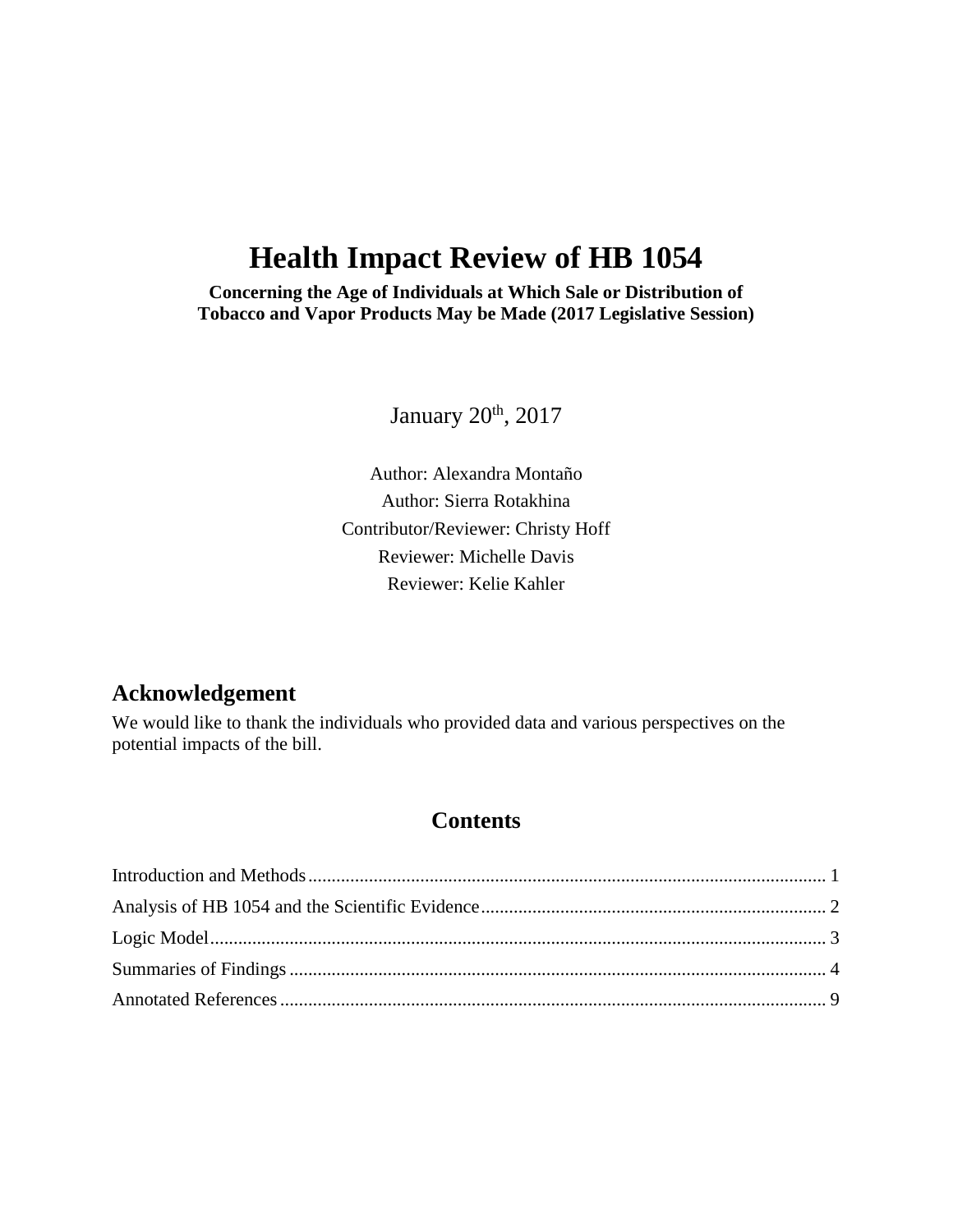# Health Impact Review of HB 1054

**Concerning the Age of Individuals at Which Sale or Distribution of Tobacco and Vapor Products May be Made (2017 Legislative Session)**

January 20th, 2017

Author: Alexandra Montaño
Author: Sierra Rotakhina
Contributor/Reviewer: Christy Hoff
Reviewer: Michelle Davis
Reviewer: Kelie Kahler

## Acknowledgement

We would like to thank the individuals who provided data and various perspectives on the potential impacts of the bill.

## Contents

Introduction and Methods ..... 1
Analysis of HB 1054 and the Scientific Evidence ..... 2
Logic Model ..... 3
Summaries of Findings ..... 4
Annotated References ..... 9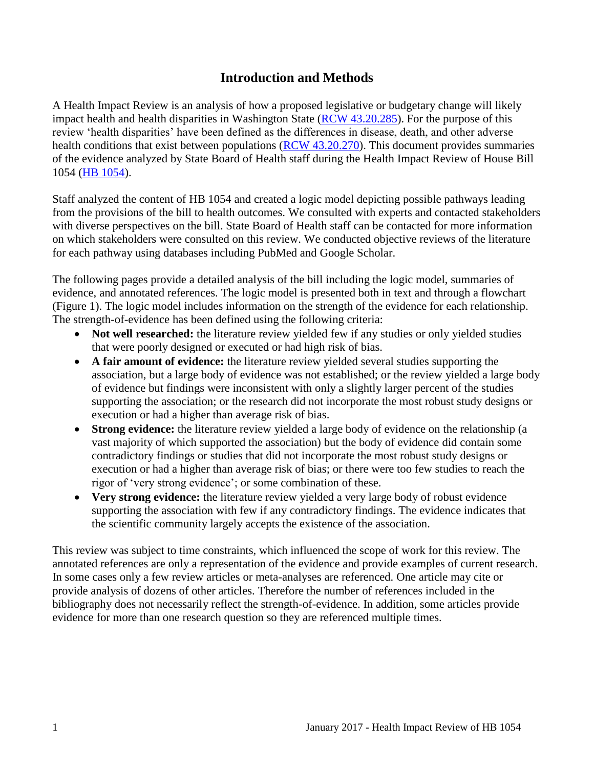# Introduction and Methods

A Health Impact Review is an analysis of how a proposed legislative or budgetary change will likely impact health and health disparities in Washington State ([RCW 43.20.285](RCW 43.20.285)). For the purpose of this review 'health disparities' have been defined as the differences in disease, death, and other adverse health conditions that exist between populations ([RCW 43.20.270](RCW 43.20.270)). This document provides summaries of the evidence analyzed by State Board of Health staff during the Health Impact Review of House Bill 1054 ([HB 1054](HB 1054)).

Staff analyzed the content of HB 1054 and created a logic model depicting possible pathways leading from the provisions of the bill to health outcomes. We consulted with experts and contacted stakeholders with diverse perspectives on the bill. State Board of Health staff can be contacted for more information on which stakeholders were consulted on this review. We conducted objective reviews of the literature for each pathway using databases including PubMed and Google Scholar.

The following pages provide a detailed analysis of the bill including the logic model, summaries of evidence, and annotated references. The logic model is presented both in text and through a flowchart (Figure 1). The logic model includes information on the strength of the evidence for each relationship. The strength-of-evidence has been defined using the following criteria:

- **Not well researched:** the literature review yielded few if any studies or only yielded studies that were poorly designed or executed or had high risk of bias.
- **A fair amount of evidence:** the literature review yielded several studies supporting the association, but a large body of evidence was not established; or the review yielded a large body of evidence but findings were inconsistent with only a slightly larger percent of the studies supporting the association; or the research did not incorporate the most robust study designs or execution or had a higher than average risk of bias.
- **Strong evidence:** the literature review yielded a large body of evidence on the relationship (a vast majority of which supported the association) but the body of evidence did contain some contradictory findings or studies that did not incorporate the most robust study designs or execution or had a higher than average risk of bias; or there were too few studies to reach the rigor of 'very strong evidence'; or some combination of these.
- **Very strong evidence:** the literature review yielded a very large body of robust evidence supporting the association with few if any contradictory findings. The evidence indicates that the scientific community largely accepts the existence of the association.

This review was subject to time constraints, which influenced the scope of work for this review. The annotated references are only a representation of the evidence and provide examples of current research. In some cases only a few review articles or meta-analyses are referenced. One article may cite or provide analysis of dozens of other articles. Therefore the number of references included in the bibliography does not necessarily reflect the strength-of-evidence. In addition, some articles provide evidence for more than one research question so they are referenced multiple times.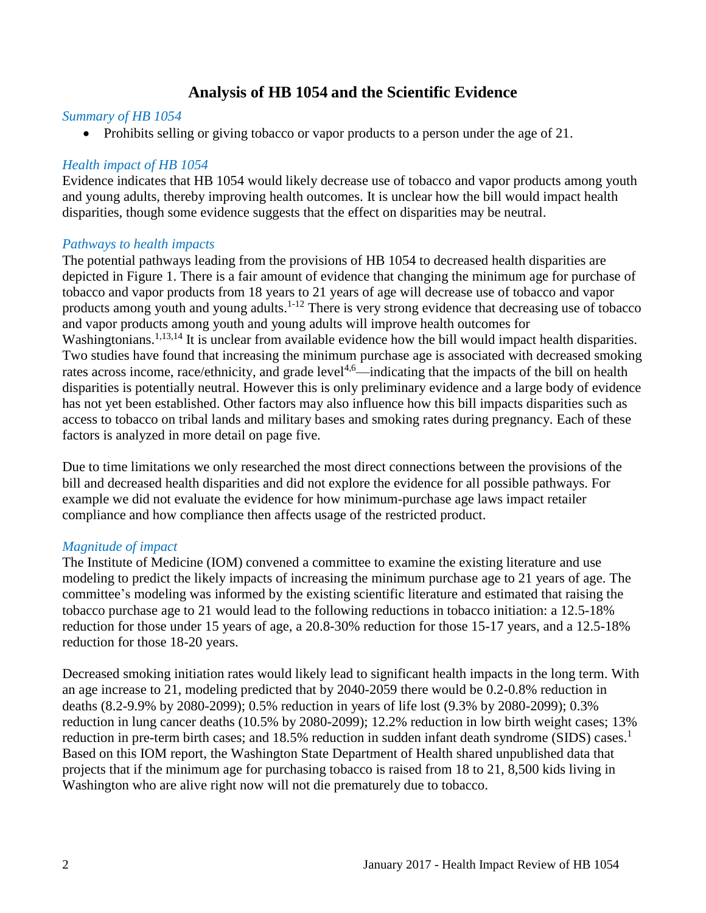## Analysis of HB 1054 and the Scientific Evidence

*Summary of HB 1054*

- Prohibits selling or giving tobacco or vapor products to a person under the age of 21.

*Health impact of HB 1054*

Evidence indicates that HB 1054 would likely decrease use of tobacco and vapor products among youth and young adults, thereby improving health outcomes. It is unclear how the bill would impact health disparities, though some evidence suggests that the effect on disparities may be neutral.

*Pathways to health impacts*

The potential pathways leading from the provisions of HB 1054 to decreased health disparities are depicted in Figure 1. There is a fair amount of evidence that changing the minimum age for purchase of tobacco and vapor products from 18 years to 21 years of age will decrease use of tobacco and vapor products among youth and young adults.[1-12] There is very strong evidence that decreasing use of tobacco and vapor products among youth and young adults will improve health outcomes for Washingtonians.[1,13,14] It is unclear from available evidence how the bill would impact health disparities. Two studies have found that increasing the minimum purchase age is associated with decreased smoking rates across income, race/ethnicity, and grade level[4,6]—indicating that the impacts of the bill on health disparities is potentially neutral. However this is only preliminary evidence and a large body of evidence has not yet been established. Other factors may also influence how this bill impacts disparities such as access to tobacco on tribal lands and military bases and smoking rates during pregnancy. Each of these factors is analyzed in more detail on page five.

Due to time limitations we only researched the most direct connections between the provisions of the bill and decreased health disparities and did not explore the evidence for all possible pathways. For example we did not evaluate the evidence for how minimum-purchase age laws impact retailer compliance and how compliance then affects usage of the restricted product.

*Magnitude of impact*

The Institute of Medicine (IOM) convened a committee to examine the existing literature and use modeling to predict the likely impacts of increasing the minimum purchase age to 21 years of age. The committee's modeling was informed by the existing scientific literature and estimated that raising the tobacco purchase age to 21 would lead to the following reductions in tobacco initiation: a 12.5-18% reduction for those under 15 years of age, a 20.8-30% reduction for those 15-17 years, and a 12.5-18% reduction for those 18-20 years.

Decreased smoking initiation rates would likely lead to significant health impacts in the long term. With an age increase to 21, modeling predicted that by 2040-2059 there would be 0.2-0.8% reduction in deaths (8.2-9.9% by 2080-2099); 0.5% reduction in years of life lost (9.3% by 2080-2099); 0.3% reduction in lung cancer deaths (10.5% by 2080-2099); 12.2% reduction in low birth weight cases; 13% reduction in pre-term birth cases; and 18.5% reduction in sudden infant death syndrome (SIDS) cases.[1] Based on this IOM report, the Washington State Department of Health shared unpublished data that projects that if the minimum age for purchasing tobacco is raised from 18 to 21, 8,500 kids living in Washington who are alive right now will not die prematurely due to tobacco.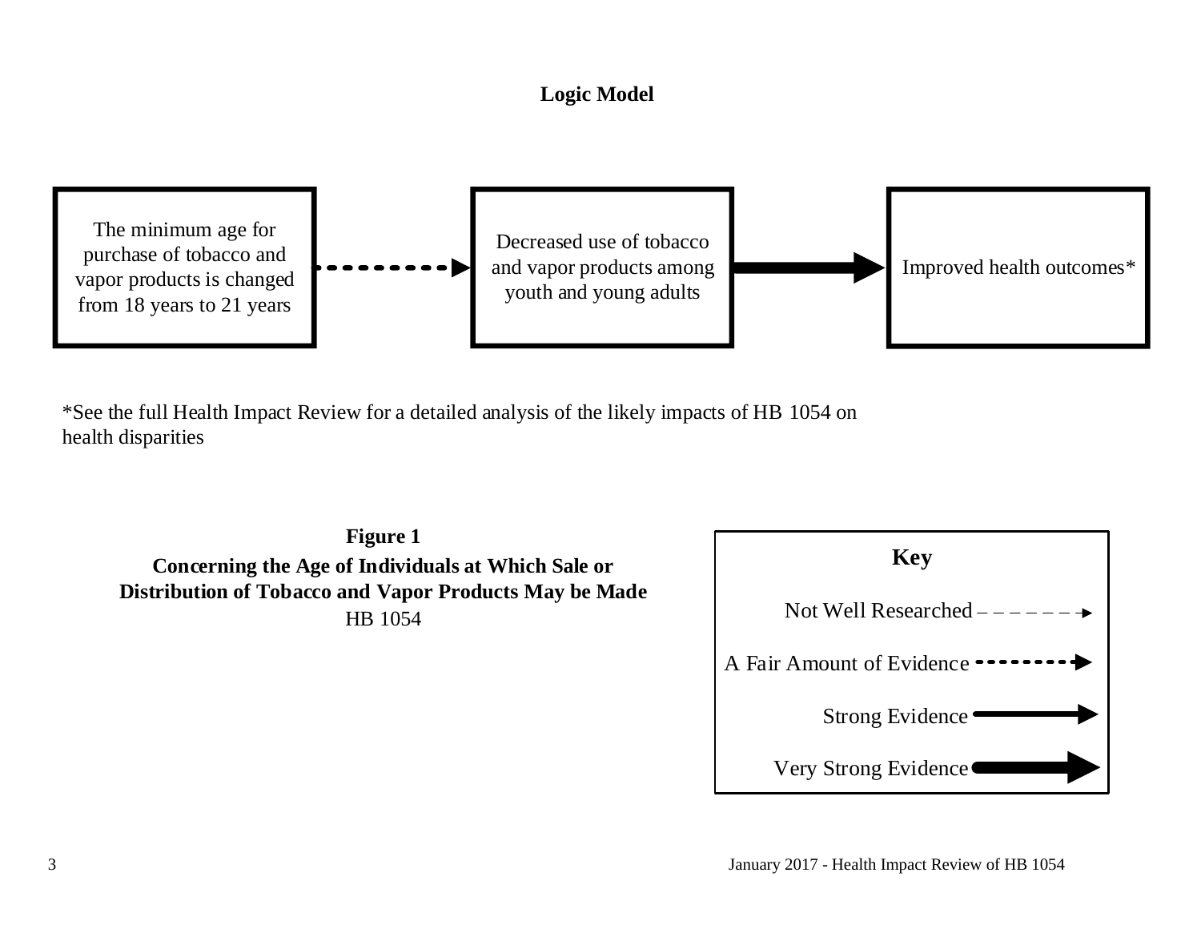## Logic Model

The minimum age for purchase of tobacco and vapor products is changed from 18 years to 21 years → Decreased use of tobacco and vapor products among youth and young adults → Improved health outcomes*

*See the full Health Impact Review for a detailed analysis of the likely impacts of HB 1054 on health disparities

**Figure 1**

**Concerning the Age of Individuals at Which Sale or Distribution of Tobacco and Vapor Products May be Made**

HB 1054

**Key**

Not Well Researched

A Fair Amount of Evidence

Strong Evidence

Very Strong Evidence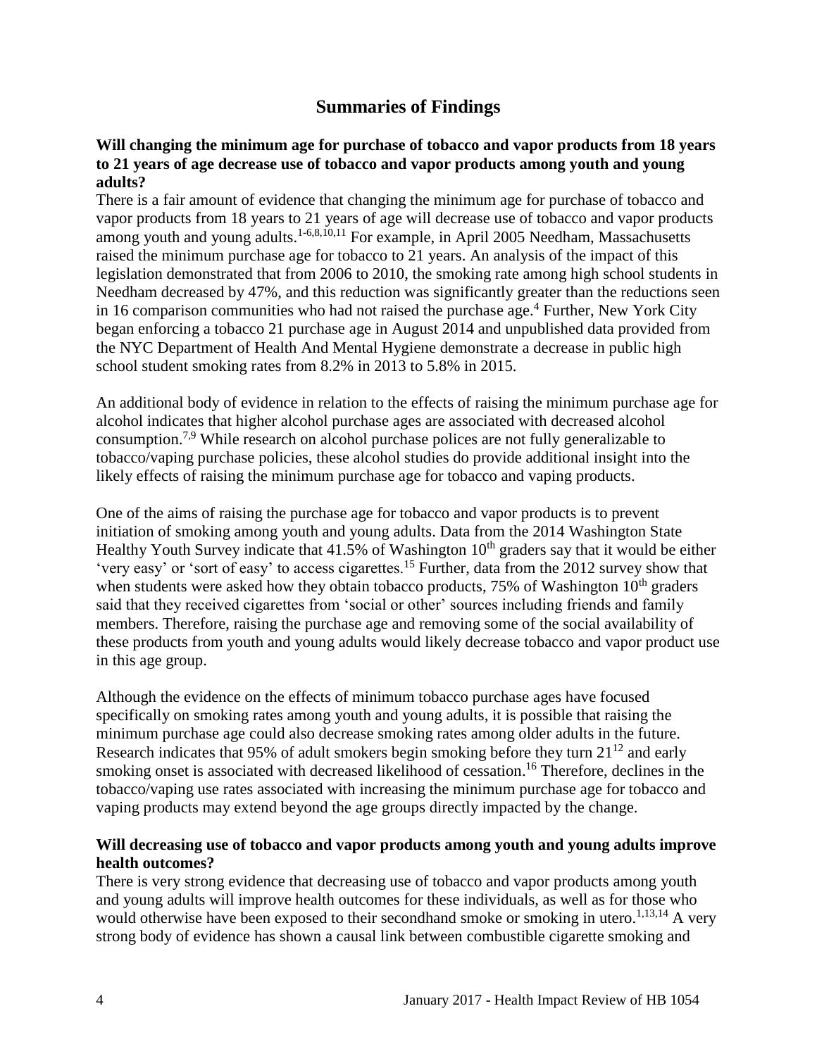## Summaries of Findings

**Will changing the minimum age for purchase of tobacco and vapor products from 18 years to 21 years of age decrease use of tobacco and vapor products among youth and young adults?**

There is a fair amount of evidence that changing the minimum age for purchase of tobacco and vapor products from 18 years to 21 years of age will decrease use of tobacco and vapor products among youth and young adults.[1-6,8,10,11] For example, in April 2005 Needham, Massachusetts raised the minimum purchase age for tobacco to 21 years. An analysis of the impact of this legislation demonstrated that from 2006 to 2010, the smoking rate among high school students in Needham decreased by 47%, and this reduction was significantly greater than the reductions seen in 16 comparison communities who had not raised the purchase age.[4] Further, New York City began enforcing a tobacco 21 purchase age in August 2014 and unpublished data provided from the NYC Department of Health And Mental Hygiene demonstrate a decrease in public high school student smoking rates from 8.2% in 2013 to 5.8% in 2015.

An additional body of evidence in relation to the effects of raising the minimum purchase age for alcohol indicates that higher alcohol purchase ages are associated with decreased alcohol consumption.[7,9] While research on alcohol purchase polices are not fully generalizable to tobacco/vaping purchase policies, these alcohol studies do provide additional insight into the likely effects of raising the minimum purchase age for tobacco and vaping products.

One of the aims of raising the purchase age for tobacco and vapor products is to prevent initiation of smoking among youth and young adults. Data from the 2014 Washington State Healthy Youth Survey indicate that 41.5% of Washington 10th graders say that it would be either 'very easy' or 'sort of easy' to access cigarettes.[15] Further, data from the 2012 survey show that when students were asked how they obtain tobacco products, 75% of Washington 10th graders said that they received cigarettes from 'social or other' sources including friends and family members. Therefore, raising the purchase age and removing some of the social availability of these products from youth and young adults would likely decrease tobacco and vapor product use in this age group.

Although the evidence on the effects of minimum tobacco purchase ages have focused specifically on smoking rates among youth and young adults, it is possible that raising the minimum purchase age could also decrease smoking rates among older adults in the future. Research indicates that 95% of adult smokers begin smoking before they turn 21[12] and early smoking onset is associated with decreased likelihood of cessation.[16] Therefore, declines in the tobacco/vaping use rates associated with increasing the minimum purchase age for tobacco and vaping products may extend beyond the age groups directly impacted by the change.

**Will decreasing use of tobacco and vapor products among youth and young adults improve health outcomes?**

There is very strong evidence that decreasing use of tobacco and vapor products among youth and young adults will improve health outcomes for these individuals, as well as for those who would otherwise have been exposed to their secondhand smoke or smoking in utero.[1,13,14] A very strong body of evidence has shown a causal link between combustible cigarette smoking and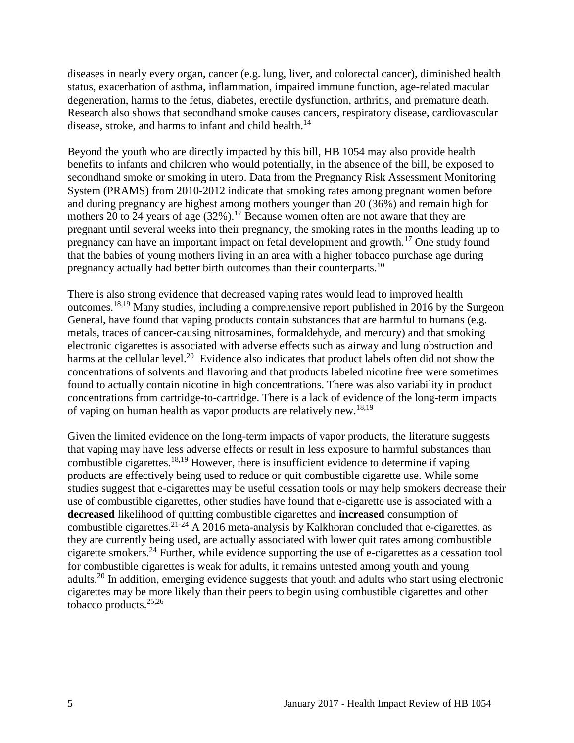diseases in nearly every organ, cancer (e.g. lung, liver, and colorectal cancer), diminished health status, exacerbation of asthma, inflammation, impaired immune function, age-related macular degeneration, harms to the fetus, diabetes, erectile dysfunction, arthritis, and premature death. Research also shows that secondhand smoke causes cancers, respiratory disease, cardiovascular disease, stroke, and harms to infant and child health.[14]

Beyond the youth who are directly impacted by this bill, HB 1054 may also provide health benefits to infants and children who would potentially, in the absence of the bill, be exposed to secondhand smoke or smoking in utero. Data from the Pregnancy Risk Assessment Monitoring System (PRAMS) from 2010-2012 indicate that smoking rates among pregnant women before and during pregnancy are highest among mothers younger than 20 (36%) and remain high for mothers 20 to 24 years of age (32%).[17] Because women often are not aware that they are pregnant until several weeks into their pregnancy, the smoking rates in the months leading up to pregnancy can have an important impact on fetal development and growth.[17] One study found that the babies of young mothers living in an area with a higher tobacco purchase age during pregnancy actually had better birth outcomes than their counterparts.[10]

There is also strong evidence that decreased vaping rates would lead to improved health outcomes.[18,19] Many studies, including a comprehensive report published in 2016 by the Surgeon General, have found that vaping products contain substances that are harmful to humans (e.g. metals, traces of cancer-causing nitrosamines, formaldehyde, and mercury) and that smoking electronic cigarettes is associated with adverse effects such as airway and lung obstruction and harms at the cellular level.[20] Evidence also indicates that product labels often did not show the concentrations of solvents and flavoring and that products labeled nicotine free were sometimes found to actually contain nicotine in high concentrations. There was also variability in product concentrations from cartridge-to-cartridge. There is a lack of evidence of the long-term impacts of vaping on human health as vapor products are relatively new.[18,19]

Given the limited evidence on the long-term impacts of vapor products, the literature suggests that vaping may have less adverse effects or result in less exposure to harmful substances than combustible cigarettes.[18,19] However, there is insufficient evidence to determine if vaping products are effectively being used to reduce or quit combustible cigarette use. While some studies suggest that e-cigarettes may be useful cessation tools or may help smokers decrease their use of combustible cigarettes, other studies have found that e-cigarette use is associated with a **decreased** likelihood of quitting combustible cigarettes and **increased** consumption of combustible cigarettes.[21-24] A 2016 meta-analysis by Kalkhoran concluded that e-cigarettes, as they are currently being used, are actually associated with lower quit rates among combustible cigarette smokers.[24] Further, while evidence supporting the use of e-cigarettes as a cessation tool for combustible cigarettes is weak for adults, it remains untested among youth and young adults.[20] In addition, emerging evidence suggests that youth and adults who start using electronic cigarettes may be more likely than their peers to begin using combustible cigarettes and other tobacco products.[25,26]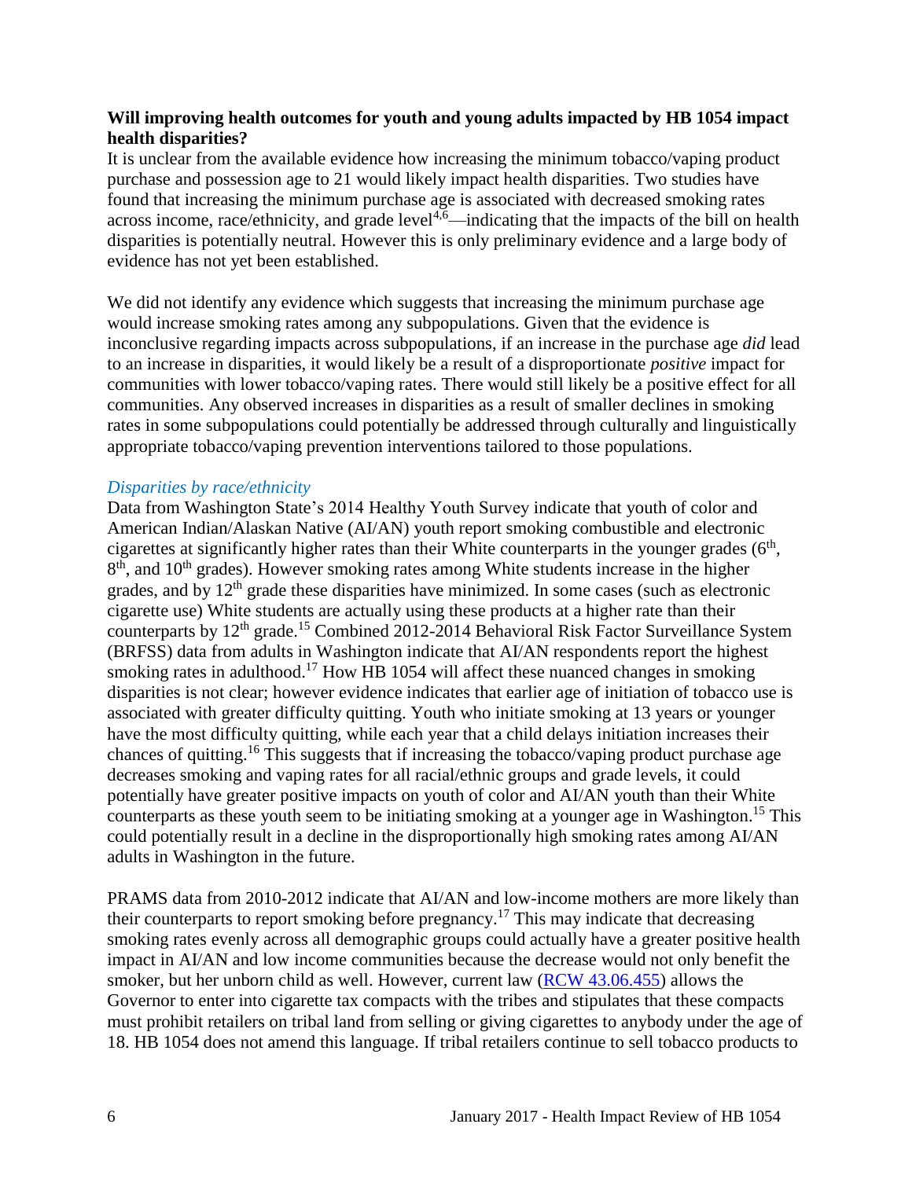**Will improving health outcomes for youth and young adults impacted by HB 1054 impact health disparities?**

It is unclear from the available evidence how increasing the minimum tobacco/vaping product purchase and possession age to 21 would likely impact health disparities. Two studies have found that increasing the minimum purchase age is associated with decreased smoking rates across income, race/ethnicity, and grade level[4,6]—indicating that the impacts of the bill on health disparities is potentially neutral. However this is only preliminary evidence and a large body of evidence has not yet been established.

We did not identify any evidence which suggests that increasing the minimum purchase age would increase smoking rates among any subpopulations. Given that the evidence is inconclusive regarding impacts across subpopulations, if an increase in the purchase age *did* lead to an increase in disparities, it would likely be a result of a disproportionate *positive* impact for communities with lower tobacco/vaping rates. There would still likely be a positive effect for all communities. Any observed increases in disparities as a result of smaller declines in smoking rates in some subpopulations could potentially be addressed through culturally and linguistically appropriate tobacco/vaping prevention interventions tailored to those populations.

### *Disparities by race/ethnicity*

Data from Washington State's 2014 Healthy Youth Survey indicate that youth of color and American Indian/Alaskan Native (AI/AN) youth report smoking combustible and electronic cigarettes at significantly higher rates than their White counterparts in the younger grades (6th, 8th, and 10th grades). However smoking rates among White students increase in the higher grades, and by 12th grade these disparities have minimized. In some cases (such as electronic cigarette use) White students are actually using these products at a higher rate than their counterparts by 12th grade.[15] Combined 2012-2014 Behavioral Risk Factor Surveillance System (BRFSS) data from adults in Washington indicate that AI/AN respondents report the highest smoking rates in adulthood.[17] How HB 1054 will affect these nuanced changes in smoking disparities is not clear; however evidence indicates that earlier age of initiation of tobacco use is associated with greater difficulty quitting. Youth who initiate smoking at 13 years or younger have the most difficulty quitting, while each year that a child delays initiation increases their chances of quitting.[16] This suggests that if increasing the tobacco/vaping product purchase age decreases smoking and vaping rates for all racial/ethnic groups and grade levels, it could potentially have greater positive impacts on youth of color and AI/AN youth than their White counterparts as these youth seem to be initiating smoking at a younger age in Washington.[15] This could potentially result in a decline in the disproportionally high smoking rates among AI/AN adults in Washington in the future.

PRAMS data from 2010-2012 indicate that AI/AN and low-income mothers are more likely than their counterparts to report smoking before pregnancy.[17] This may indicate that decreasing smoking rates evenly across all demographic groups could actually have a greater positive health impact in AI/AN and low income communities because the decrease would not only benefit the smoker, but her unborn child as well. However, current law ([RCW 43.06.455]) allows the Governor to enter into cigarette tax compacts with the tribes and stipulates that these compacts must prohibit retailers on tribal land from selling or giving cigarettes to anybody under the age of 18. HB 1054 does not amend this language. If tribal retailers continue to sell tobacco products to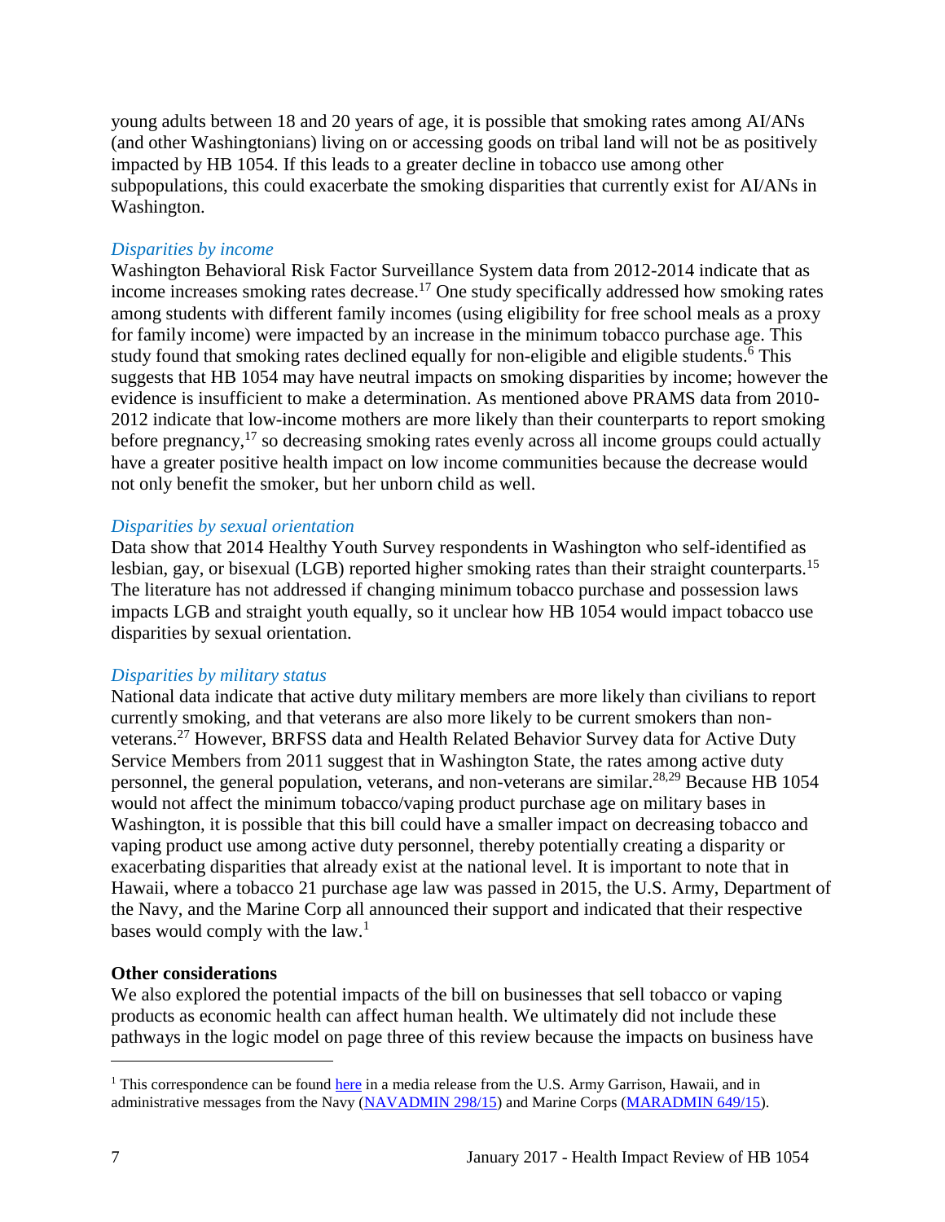young adults between 18 and 20 years of age, it is possible that smoking rates among AI/ANs (and other Washingtonians) living on or accessing goods on tribal land will not be as positively impacted by HB 1054. If this leads to a greater decline in tobacco use among other subpopulations, this could exacerbate the smoking disparities that currently exist for AI/ANs in Washington.

*Disparities by income*

Washington Behavioral Risk Factor Surveillance System data from 2012-2014 indicate that as income increases smoking rates decrease.[17] One study specifically addressed how smoking rates among students with different family incomes (using eligibility for free school meals as a proxy for family income) were impacted by an increase in the minimum tobacco purchase age. This study found that smoking rates declined equally for non-eligible and eligible students.[6] This suggests that HB 1054 may have neutral impacts on smoking disparities by income; however the evidence is insufficient to make a determination. As mentioned above PRAMS data from 2010-2012 indicate that low-income mothers are more likely than their counterparts to report smoking before pregnancy,[17] so decreasing smoking rates evenly across all income groups could actually have a greater positive health impact on low income communities because the decrease would not only benefit the smoker, but her unborn child as well.

*Disparities by sexual orientation*

Data show that 2014 Healthy Youth Survey respondents in Washington who self-identified as lesbian, gay, or bisexual (LGB) reported higher smoking rates than their straight counterparts.[15] The literature has not addressed if changing minimum tobacco purchase and possession laws impacts LGB and straight youth equally, so it unclear how HB 1054 would impact tobacco use disparities by sexual orientation.

*Disparities by military status*

National data indicate that active duty military members are more likely than civilians to report currently smoking, and that veterans are also more likely to be current smokers than non-veterans.[27] However, BRFSS data and Health Related Behavior Survey data for Active Duty Service Members from 2011 suggest that in Washington State, the rates among active duty personnel, the general population, veterans, and non-veterans are similar.[28,29] Because HB 1054 would not affect the minimum tobacco/vaping product purchase age on military bases in Washington, it is possible that this bill could have a smaller impact on decreasing tobacco and vaping product use among active duty personnel, thereby potentially creating a disparity or exacerbating disparities that already exist at the national level. It is important to note that in Hawaii, where a tobacco 21 purchase age law was passed in 2015, the U.S. Army, Department of the Navy, and the Marine Corp all announced their support and indicated that their respective bases would comply with the law.[1]

**Other considerations**

We also explored the potential impacts of the bill on businesses that sell tobacco or vaping products as economic health can affect human health. We ultimately did not include these pathways in the logic model on page three of this review because the impacts on business have

---

[1] This correspondence can be found here in a media release from the U.S. Army Garrison, Hawaii, and in administrative messages from the Navy (NAVADMIN 298/15) and Marine Corps (MARADMIN 649/15).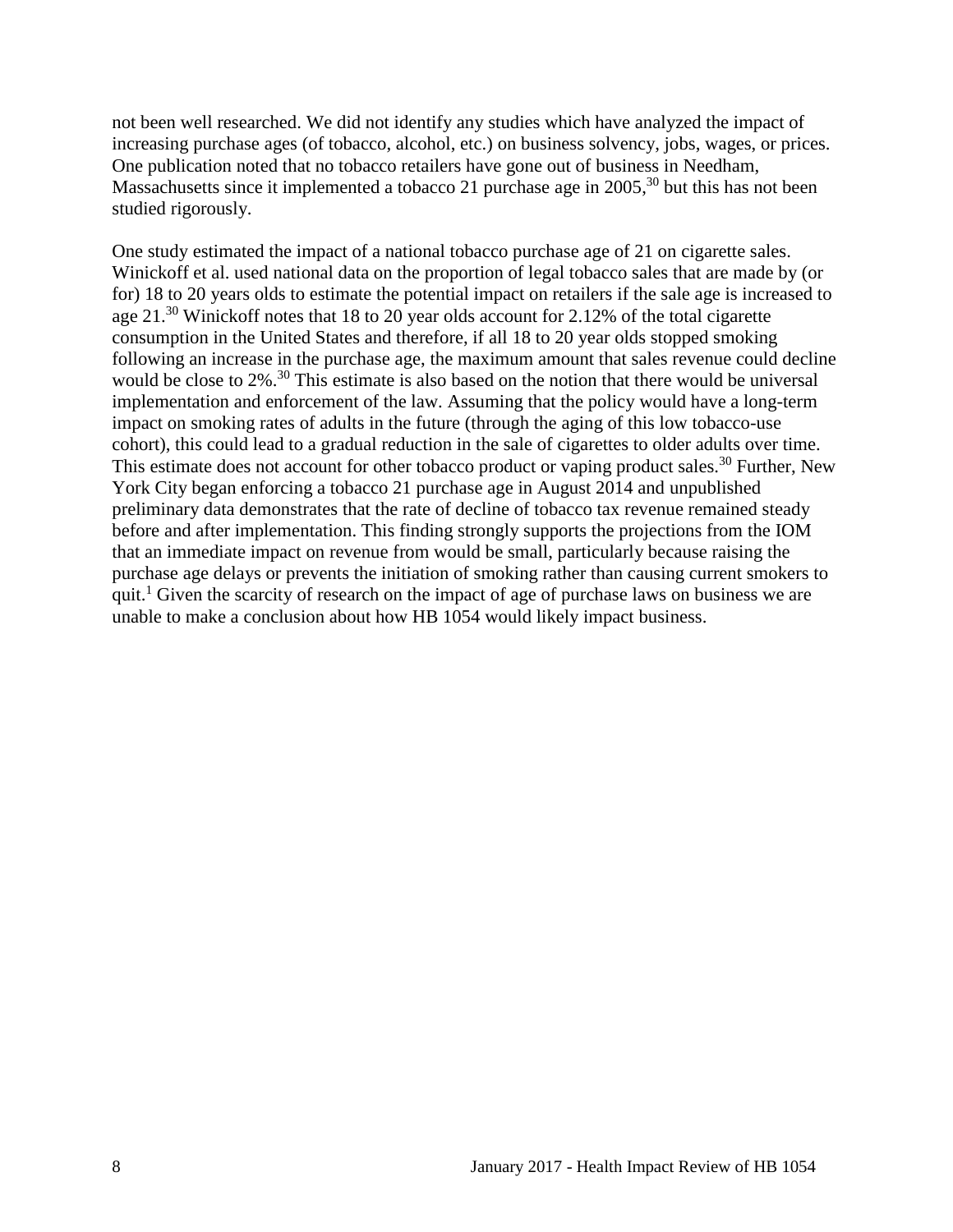not been well researched. We did not identify any studies which have analyzed the impact of increasing purchase ages (of tobacco, alcohol, etc.) on business solvency, jobs, wages, or prices. One publication noted that no tobacco retailers have gone out of business in Needham, Massachusetts since it implemented a tobacco 21 purchase age in 2005,[30] but this has not been studied rigorously.

One study estimated the impact of a national tobacco purchase age of 21 on cigarette sales. Winickoff et al. used national data on the proportion of legal tobacco sales that are made by (or for) 18 to 20 years olds to estimate the potential impact on retailers if the sale age is increased to age 21.[30] Winickoff notes that 18 to 20 year olds account for 2.12% of the total cigarette consumption in the United States and therefore, if all 18 to 20 year olds stopped smoking following an increase in the purchase age, the maximum amount that sales revenue could decline would be close to 2%.[30] This estimate is also based on the notion that there would be universal implementation and enforcement of the law. Assuming that the policy would have a long-term impact on smoking rates of adults in the future (through the aging of this low tobacco-use cohort), this could lead to a gradual reduction in the sale of cigarettes to older adults over time. This estimate does not account for other tobacco product or vaping product sales.[30] Further, New York City began enforcing a tobacco 21 purchase age in August 2014 and unpublished preliminary data demonstrates that the rate of decline of tobacco tax revenue remained steady before and after implementation. This finding strongly supports the projections from the IOM that an immediate impact on revenue from would be small, particularly because raising the purchase age delays or prevents the initiation of smoking rather than causing current smokers to quit.[1] Given the scarcity of research on the impact of age of purchase laws on business we are unable to make a conclusion about how HB 1054 would likely impact business.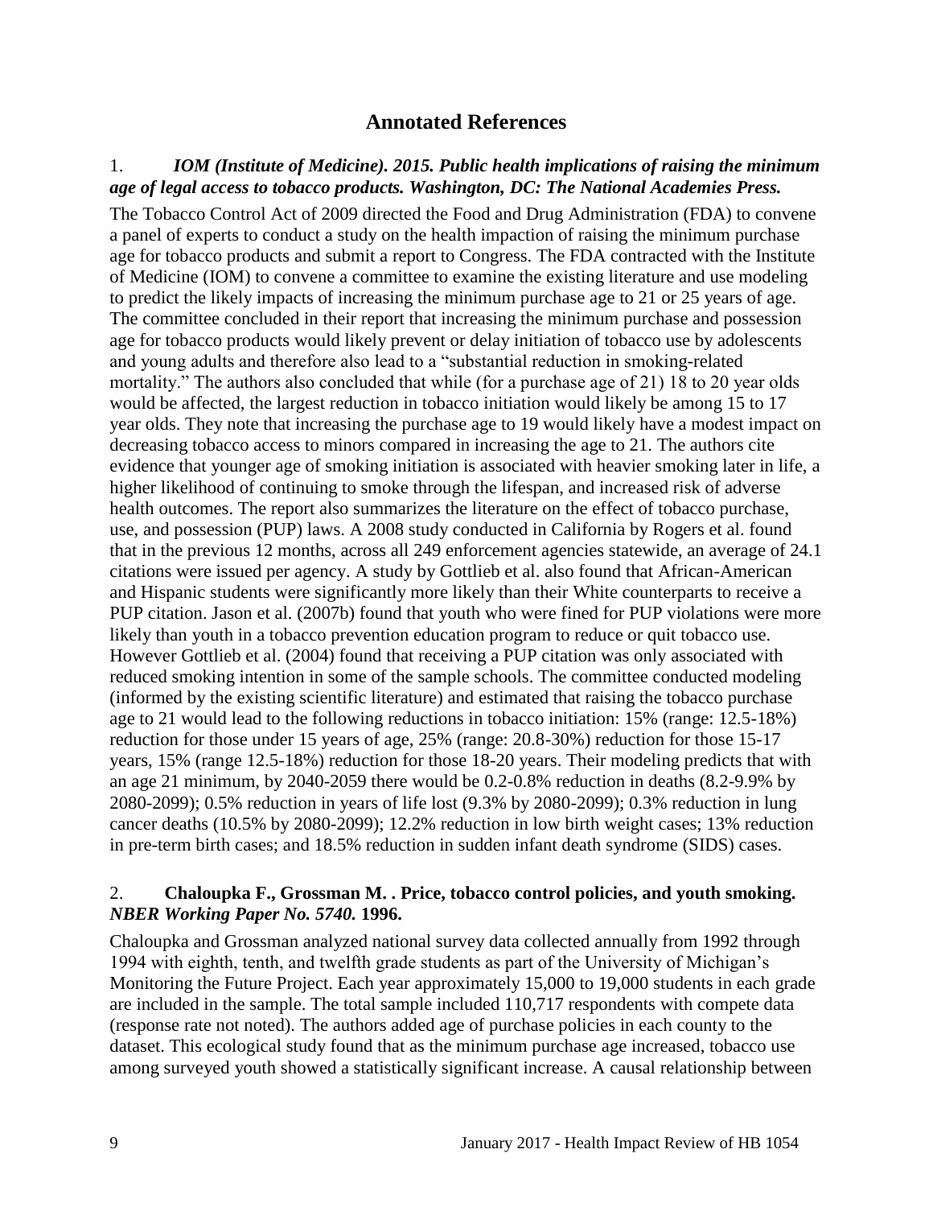# Annotated References

### 1. *IOM (Institute of Medicine). 2015. Public health implications of raising the minimum age of legal access to tobacco products. Washington, DC: The National Academies Press.*

The Tobacco Control Act of 2009 directed the Food and Drug Administration (FDA) to convene a panel of experts to conduct a study on the health impaction of raising the minimum purchase age for tobacco products and submit a report to Congress. The FDA contracted with the Institute of Medicine (IOM) to convene a committee to examine the existing literature and use modeling to predict the likely impacts of increasing the minimum purchase age to 21 or 25 years of age. The committee concluded in their report that increasing the minimum purchase and possession age for tobacco products would likely prevent or delay initiation of tobacco use by adolescents and young adults and therefore also lead to a "substantial reduction in smoking-related mortality." The authors also concluded that while (for a purchase age of 21) 18 to 20 year olds would be affected, the largest reduction in tobacco initiation would likely be among 15 to 17 year olds. They note that increasing the purchase age to 19 would likely have a modest impact on decreasing tobacco access to minors compared in increasing the age to 21. The authors cite evidence that younger age of smoking initiation is associated with heavier smoking later in life, a higher likelihood of continuing to smoke through the lifespan, and increased risk of adverse health outcomes. The report also summarizes the literature on the effect of tobacco purchase, use, and possession (PUP) laws. A 2008 study conducted in California by Rogers et al. found that in the previous 12 months, across all 249 enforcement agencies statewide, an average of 24.1 citations were issued per agency. A study by Gottlieb et al. also found that African-American and Hispanic students were significantly more likely than their White counterparts to receive a PUP citation. Jason et al. (2007b) found that youth who were fined for PUP violations were more likely than youth in a tobacco prevention education program to reduce or quit tobacco use. However Gottlieb et al. (2004) found that receiving a PUP citation was only associated with reduced smoking intention in some of the sample schools. The committee conducted modeling (informed by the existing scientific literature) and estimated that raising the tobacco purchase age to 21 would lead to the following reductions in tobacco initiation: 15% (range: 12.5-18%) reduction for those under 15 years of age, 25% (range: 20.8-30%) reduction for those 15-17 years, 15% (range 12.5-18%) reduction for those 18-20 years. Their modeling predicts that with an age 21 minimum, by 2040-2059 there would be 0.2-0.8% reduction in deaths (8.2-9.9% by 2080-2099); 0.5% reduction in years of life lost (9.3% by 2080-2099); 0.3% reduction in lung cancer deaths (10.5% by 2080-2099); 12.2% reduction in low birth weight cases; 13% reduction in pre-term birth cases; and 18.5% reduction in sudden infant death syndrome (SIDS) cases.

### 2. **Chaloupka F., Grossman M. . Price, tobacco control policies, and youth smoking.** ***NBER Working Paper No. 5740.*** **1996.**

Chaloupka and Grossman analyzed national survey data collected annually from 1992 through 1994 with eighth, tenth, and twelfth grade students as part of the University of Michigan's Monitoring the Future Project. Each year approximately 15,000 to 19,000 students in each grade are included in the sample. The total sample included 110,717 respondents with compete data (response rate not noted). The authors added age of purchase policies in each county to the dataset. This ecological study found that as the minimum purchase age increased, tobacco use among surveyed youth showed a statistically significant increase. A causal relationship between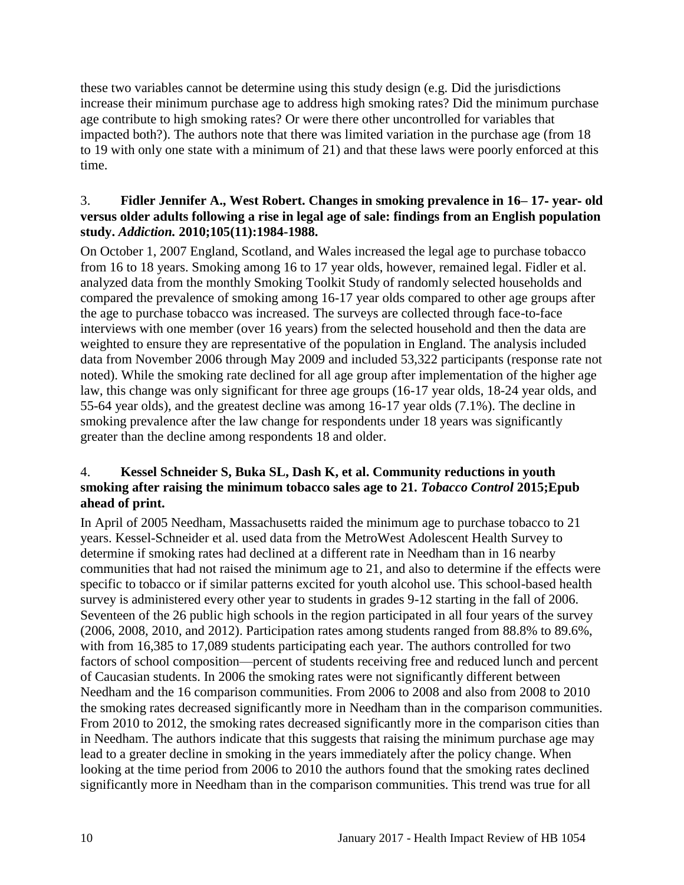these two variables cannot be determine using this study design (e.g. Did the jurisdictions increase their minimum purchase age to address high smoking rates? Did the minimum purchase age contribute to high smoking rates? Or were there other uncontrolled for variables that impacted both?). The authors note that there was limited variation in the purchase age (from 18 to 19 with only one state with a minimum of 21) and that these laws were poorly enforced at this time.

3. **Fidler Jennifer A., West Robert. Changes in smoking prevalence in 16– 17- year- old versus older adults following a rise in legal age of sale: findings from an English population study.** ***Addiction.*** **2010;105(11):1984-1988.**

On October 1, 2007 England, Scotland, and Wales increased the legal age to purchase tobacco from 16 to 18 years. Smoking among 16 to 17 year olds, however, remained legal. Fidler et al. analyzed data from the monthly Smoking Toolkit Study of randomly selected households and compared the prevalence of smoking among 16-17 year olds compared to other age groups after the age to purchase tobacco was increased. The surveys are collected through face-to-face interviews with one member (over 16 years) from the selected household and then the data are weighted to ensure they are representative of the population in England. The analysis included data from November 2006 through May 2009 and included 53,322 participants (response rate not noted). While the smoking rate declined for all age group after implementation of the higher age law, this change was only significant for three age groups (16-17 year olds, 18-24 year olds, and 55-64 year olds), and the greatest decline was among 16-17 year olds (7.1%). The decline in smoking prevalence after the law change for respondents under 18 years was significantly greater than the decline among respondents 18 and older.

4. **Kessel Schneider S, Buka SL, Dash K, et al. Community reductions in youth smoking after raising the minimum tobacco sales age to 21.** ***Tobacco Control*** **2015;Epub ahead of print.**

In April of 2005 Needham, Massachusetts raided the minimum age to purchase tobacco to 21 years. Kessel-Schneider et al. used data from the MetroWest Adolescent Health Survey to determine if smoking rates had declined at a different rate in Needham than in 16 nearby communities that had not raised the minimum age to 21, and also to determine if the effects were specific to tobacco or if similar patterns excited for youth alcohol use. This school-based health survey is administered every other year to students in grades 9-12 starting in the fall of 2006. Seventeen of the 26 public high schools in the region participated in all four years of the survey (2006, 2008, 2010, and 2012). Participation rates among students ranged from 88.8% to 89.6%, with from 16,385 to 17,089 students participating each year. The authors controlled for two factors of school composition—percent of students receiving free and reduced lunch and percent of Caucasian students. In 2006 the smoking rates were not significantly different between Needham and the 16 comparison communities. From 2006 to 2008 and also from 2008 to 2010 the smoking rates decreased significantly more in Needham than in the comparison communities. From 2010 to 2012, the smoking rates decreased significantly more in the comparison cities than in Needham. The authors indicate that this suggests that raising the minimum purchase age may lead to a greater decline in smoking in the years immediately after the policy change. When looking at the time period from 2006 to 2010 the authors found that the smoking rates declined significantly more in Needham than in the comparison communities. This trend was true for all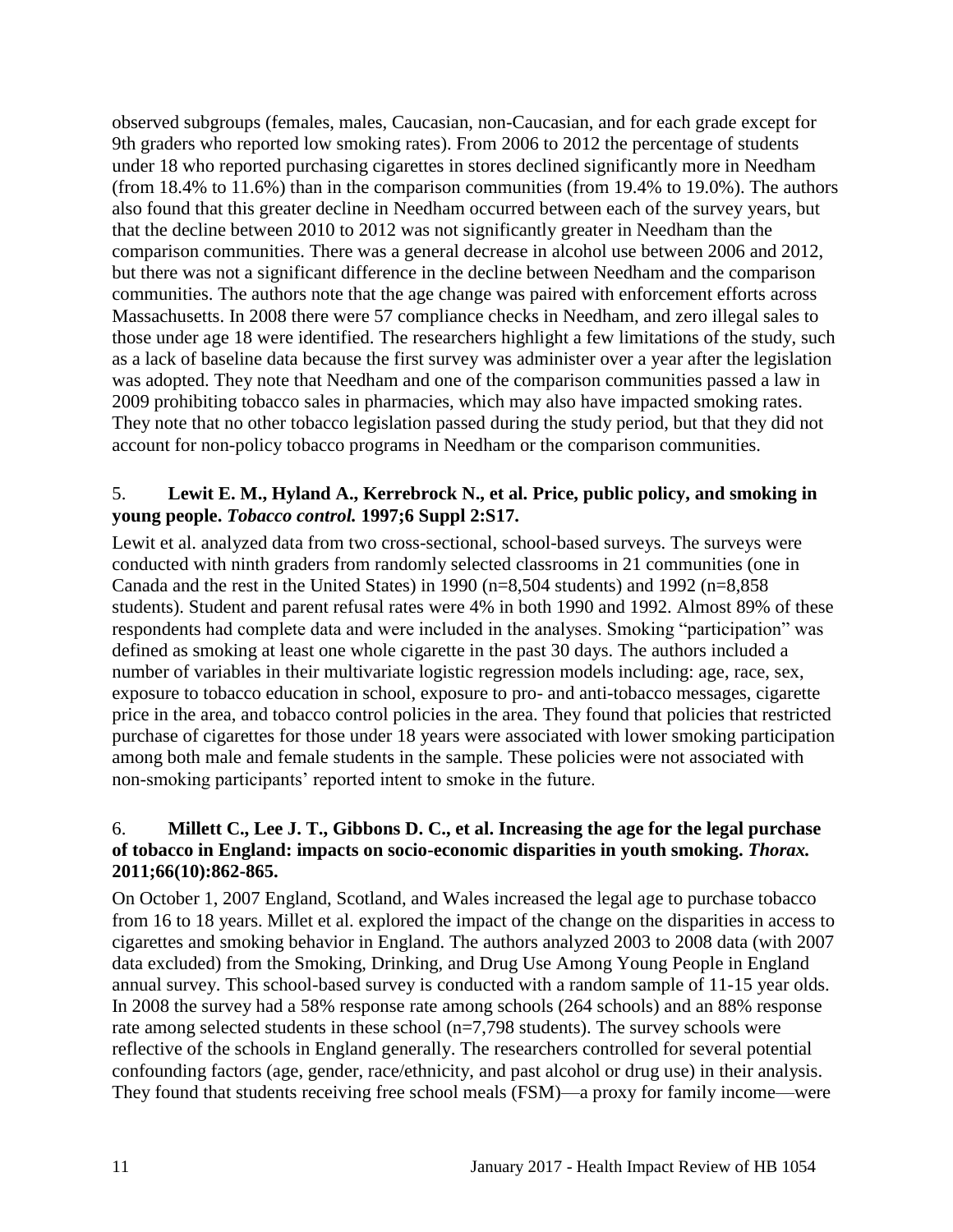observed subgroups (females, males, Caucasian, non-Caucasian, and for each grade except for 9th graders who reported low smoking rates). From 2006 to 2012 the percentage of students under 18 who reported purchasing cigarettes in stores declined significantly more in Needham (from 18.4% to 11.6%) than in the comparison communities (from 19.4% to 19.0%). The authors also found that this greater decline in Needham occurred between each of the survey years, but that the decline between 2010 to 2012 was not significantly greater in Needham than the comparison communities. There was a general decrease in alcohol use between 2006 and 2012, but there was not a significant difference in the decline between Needham and the comparison communities. The authors note that the age change was paired with enforcement efforts across Massachusetts. In 2008 there were 57 compliance checks in Needham, and zero illegal sales to those under age 18 were identified. The researchers highlight a few limitations of the study, such as a lack of baseline data because the first survey was administer over a year after the legislation was adopted. They note that Needham and one of the comparison communities passed a law in 2009 prohibiting tobacco sales in pharmacies, which may also have impacted smoking rates. They note that no other tobacco legislation passed during the study period, but that they did not account for non-policy tobacco programs in Needham or the comparison communities.

5. **Lewit E. M., Hyland A., Kerrebrock N., et al. Price, public policy, and smoking in young people. *Tobacco control.* 1997;6 Suppl 2:S17.**

Lewit et al. analyzed data from two cross-sectional, school-based surveys. The surveys were conducted with ninth graders from randomly selected classrooms in 21 communities (one in Canada and the rest in the United States) in 1990 (n=8,504 students) and 1992 (n=8,858 students). Student and parent refusal rates were 4% in both 1990 and 1992. Almost 89% of these respondents had complete data and were included in the analyses. Smoking "participation" was defined as smoking at least one whole cigarette in the past 30 days. The authors included a number of variables in their multivariate logistic regression models including: age, race, sex, exposure to tobacco education in school, exposure to pro- and anti-tobacco messages, cigarette price in the area, and tobacco control policies in the area. They found that policies that restricted purchase of cigarettes for those under 18 years were associated with lower smoking participation among both male and female students in the sample. These policies were not associated with non-smoking participants' reported intent to smoke in the future.

6. **Millett C., Lee J. T., Gibbons D. C., et al. Increasing the age for the legal purchase of tobacco in England: impacts on socio-economic disparities in youth smoking. *Thorax.* 2011;66(10):862-865.**

On October 1, 2007 England, Scotland, and Wales increased the legal age to purchase tobacco from 16 to 18 years. Millet et al. explored the impact of the change on the disparities in access to cigarettes and smoking behavior in England. The authors analyzed 2003 to 2008 data (with 2007 data excluded) from the Smoking, Drinking, and Drug Use Among Young People in England annual survey. This school-based survey is conducted with a random sample of 11-15 year olds. In 2008 the survey had a 58% response rate among schools (264 schools) and an 88% response rate among selected students in these school (n=7,798 students). The survey schools were reflective of the schools in England generally. The researchers controlled for several potential confounding factors (age, gender, race/ethnicity, and past alcohol or drug use) in their analysis. They found that students receiving free school meals (FSM)—a proxy for family income—were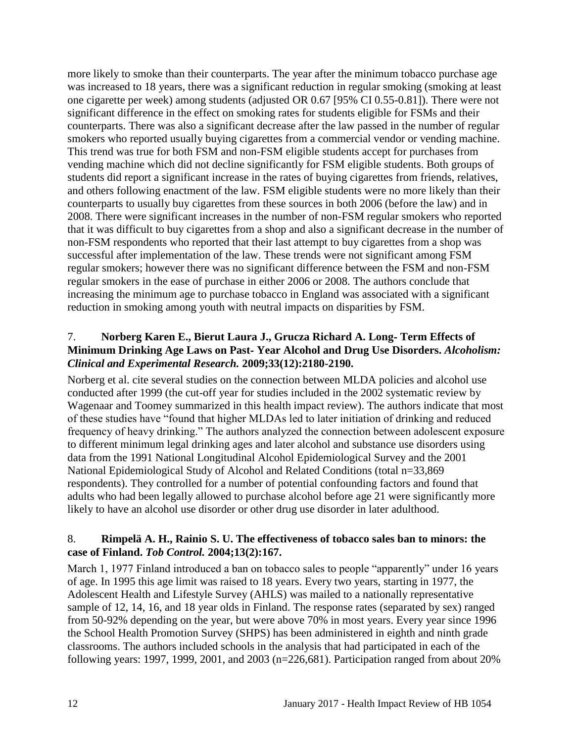more likely to smoke than their counterparts. The year after the minimum tobacco purchase age was increased to 18 years, there was a significant reduction in regular smoking (smoking at least one cigarette per week) among students (adjusted OR 0.67 [95% CI 0.55-0.81]). There were not significant difference in the effect on smoking rates for students eligible for FSMs and their counterparts. There was also a significant decrease after the law passed in the number of regular smokers who reported usually buying cigarettes from a commercial vendor or vending machine. This trend was true for both FSM and non-FSM eligible students accept for purchases from vending machine which did not decline significantly for FSM eligible students. Both groups of students did report a significant increase in the rates of buying cigarettes from friends, relatives, and others following enactment of the law. FSM eligible students were no more likely than their counterparts to usually buy cigarettes from these sources in both 2006 (before the law) and in 2008. There were significant increases in the number of non-FSM regular smokers who reported that it was difficult to buy cigarettes from a shop and also a significant decrease in the number of non-FSM respondents who reported that their last attempt to buy cigarettes from a shop was successful after implementation of the law. These trends were not significant among FSM regular smokers; however there was no significant difference between the FSM and non-FSM regular smokers in the ease of purchase in either 2006 or 2008. The authors conclude that increasing the minimum age to purchase tobacco in England was associated with a significant reduction in smoking among youth with neutral impacts on disparities by FSM.

7. **Norberg Karen E., Bierut Laura J., Grucza Richard A. Long- Term Effects of Minimum Drinking Age Laws on Past- Year Alcohol and Drug Use Disorders. *Alcoholism: Clinical and Experimental Research.* 2009;33(12):2180-2190.**

Norberg et al. cite several studies on the connection between MLDA policies and alcohol use conducted after 1999 (the cut-off year for studies included in the 2002 systematic review by Wagenaar and Toomey summarized in this health impact review). The authors indicate that most of these studies have "found that higher MLDAs led to later initiation of drinking and reduced frequency of heavy drinking." The authors analyzed the connection between adolescent exposure to different minimum legal drinking ages and later alcohol and substance use disorders using data from the 1991 National Longitudinal Alcohol Epidemiological Survey and the 2001 National Epidemiological Study of Alcohol and Related Conditions (total n=33,869 respondents). They controlled for a number of potential confounding factors and found that adults who had been legally allowed to purchase alcohol before age 21 were significantly more likely to have an alcohol use disorder or other drug use disorder in later adulthood.

8. **Rimpelä A. H., Rainio S. U. The effectiveness of tobacco sales ban to minors: the case of Finland. *Tob Control.* 2004;13(2):167.**

March 1, 1977 Finland introduced a ban on tobacco sales to people "apparently" under 16 years of age. In 1995 this age limit was raised to 18 years. Every two years, starting in 1977, the Adolescent Health and Lifestyle Survey (AHLS) was mailed to a nationally representative sample of 12, 14, 16, and 18 year olds in Finland. The response rates (separated by sex) ranged from 50-92% depending on the year, but were above 70% in most years. Every year since 1996 the School Health Promotion Survey (SHPS) has been administered in eighth and ninth grade classrooms. The authors included schools in the analysis that had participated in each of the following years: 1997, 1999, 2001, and 2003 (n=226,681). Participation ranged from about 20%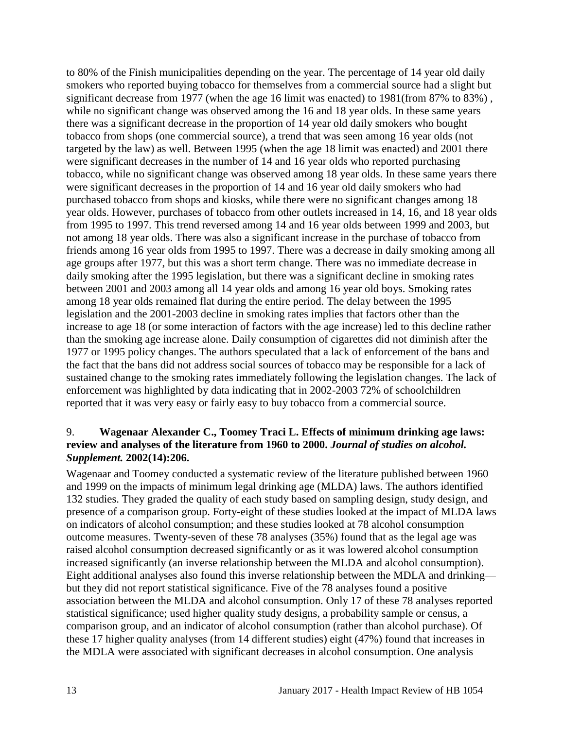to 80% of the Finish municipalities depending on the year. The percentage of 14 year old daily smokers who reported buying tobacco for themselves from a commercial source had a slight but significant decrease from 1977 (when the age 16 limit was enacted) to 1981(from 87% to 83%) , while no significant change was observed among the 16 and 18 year olds. In these same years there was a significant decrease in the proportion of 14 year old daily smokers who bought tobacco from shops (one commercial source), a trend that was seen among 16 year olds (not targeted by the law) as well. Between 1995 (when the age 18 limit was enacted) and 2001 there were significant decreases in the number of 14 and 16 year olds who reported purchasing tobacco, while no significant change was observed among 18 year olds. In these same years there were significant decreases in the proportion of 14 and 16 year old daily smokers who had purchased tobacco from shops and kiosks, while there were no significant changes among 18 year olds. However, purchases of tobacco from other outlets increased in 14, 16, and 18 year olds from 1995 to 1997. This trend reversed among 14 and 16 year olds between 1999 and 2003, but not among 18 year olds. There was also a significant increase in the purchase of tobacco from friends among 16 year olds from 1995 to 1997. There was a decrease in daily smoking among all age groups after 1977, but this was a short term change. There was no immediate decrease in daily smoking after the 1995 legislation, but there was a significant decline in smoking rates between 2001 and 2003 among all 14 year olds and among 16 year old boys. Smoking rates among 18 year olds remained flat during the entire period. The delay between the 1995 legislation and the 2001-2003 decline in smoking rates implies that factors other than the increase to age 18 (or some interaction of factors with the age increase) led to this decline rather than the smoking age increase alone. Daily consumption of cigarettes did not diminish after the 1977 or 1995 policy changes. The authors speculated that a lack of enforcement of the bans and the fact that the bans did not address social sources of tobacco may be responsible for a lack of sustained change to the smoking rates immediately following the legislation changes. The lack of enforcement was highlighted by data indicating that in 2002-2003 72% of schoolchildren reported that it was very easy or fairly easy to buy tobacco from a commercial source.

9. **Wagenaar Alexander C., Toomey Traci L. Effects of minimum drinking age laws: review and analyses of the literature from 1960 to 2000.** ***Journal of studies on alcohol. Supplement.*** **2002(14):206.**

Wagenaar and Toomey conducted a systematic review of the literature published between 1960 and 1999 on the impacts of minimum legal drinking age (MLDA) laws. The authors identified 132 studies. They graded the quality of each study based on sampling design, study design, and presence of a comparison group. Forty-eight of these studies looked at the impact of MLDA laws on indicators of alcohol consumption; and these studies looked at 78 alcohol consumption outcome measures. Twenty-seven of these 78 analyses (35%) found that as the legal age was raised alcohol consumption decreased significantly or as it was lowered alcohol consumption increased significantly (an inverse relationship between the MLDA and alcohol consumption). Eight additional analyses also found this inverse relationship between the MDLA and drinking—but they did not report statistical significance. Five of the 78 analyses found a positive association between the MLDA and alcohol consumption. Only 17 of these 78 analyses reported statistical significance; used higher quality study designs, a probability sample or census, a comparison group, and an indicator of alcohol consumption (rather than alcohol purchase). Of these 17 higher quality analyses (from 14 different studies) eight (47%) found that increases in the MDLA were associated with significant decreases in alcohol consumption. One analysis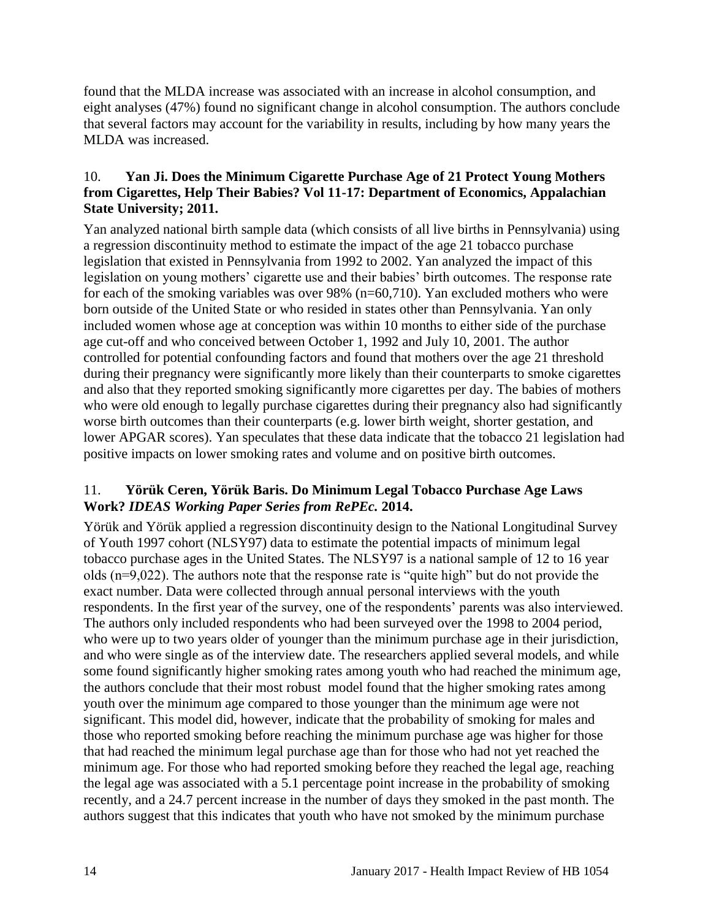found that the MLDA increase was associated with an increase in alcohol consumption, and eight analyses (47%) found no significant change in alcohol consumption. The authors conclude that several factors may account for the variability in results, including by how many years the MLDA was increased.

10. **Yan Ji. Does the Minimum Cigarette Purchase Age of 21 Protect Young Mothers from Cigarettes, Help Their Babies? Vol 11-17: Department of Economics, Appalachian State University; 2011.**

Yan analyzed national birth sample data (which consists of all live births in Pennsylvania) using a regression discontinuity method to estimate the impact of the age 21 tobacco purchase legislation that existed in Pennsylvania from 1992 to 2002. Yan analyzed the impact of this legislation on young mothers' cigarette use and their babies' birth outcomes. The response rate for each of the smoking variables was over 98% (n=60,710). Yan excluded mothers who were born outside of the United State or who resided in states other than Pennsylvania. Yan only included women whose age at conception was within 10 months to either side of the purchase age cut-off and who conceived between October 1, 1992 and July 10, 2001. The author controlled for potential confounding factors and found that mothers over the age 21 threshold during their pregnancy were significantly more likely than their counterparts to smoke cigarettes and also that they reported smoking significantly more cigarettes per day. The babies of mothers who were old enough to legally purchase cigarettes during their pregnancy also had significantly worse birth outcomes than their counterparts (e.g. lower birth weight, shorter gestation, and lower APGAR scores). Yan speculates that these data indicate that the tobacco 21 legislation had positive impacts on lower smoking rates and volume and on positive birth outcomes.

11. **Yörük Ceren, Yörük Baris. Do Minimum Legal Tobacco Purchase Age Laws Work?** ***IDEAS Working Paper Series from RePEc.*** **2014.**

Yörük and Yörük applied a regression discontinuity design to the National Longitudinal Survey of Youth 1997 cohort (NLSY97) data to estimate the potential impacts of minimum legal tobacco purchase ages in the United States. The NLSY97 is a national sample of 12 to 16 year olds (n=9,022). The authors note that the response rate is "quite high" but do not provide the exact number. Data were collected through annual personal interviews with the youth respondents. In the first year of the survey, one of the respondents' parents was also interviewed. The authors only included respondents who had been surveyed over the 1998 to 2004 period, who were up to two years older of younger than the minimum purchase age in their jurisdiction, and who were single as of the interview date. The researchers applied several models, and while some found significantly higher smoking rates among youth who had reached the minimum age, the authors conclude that their most robust model found that the higher smoking rates among youth over the minimum age compared to those younger than the minimum age were not significant. This model did, however, indicate that the probability of smoking for males and those who reported smoking before reaching the minimum purchase age was higher for those that had reached the minimum legal purchase age than for those who had not yet reached the minimum age. For those who had reported smoking before they reached the legal age, reaching the legal age was associated with a 5.1 percentage point increase in the probability of smoking recently, and a 24.7 percent increase in the number of days they smoked in the past month. The authors suggest that this indicates that youth who have not smoked by the minimum purchase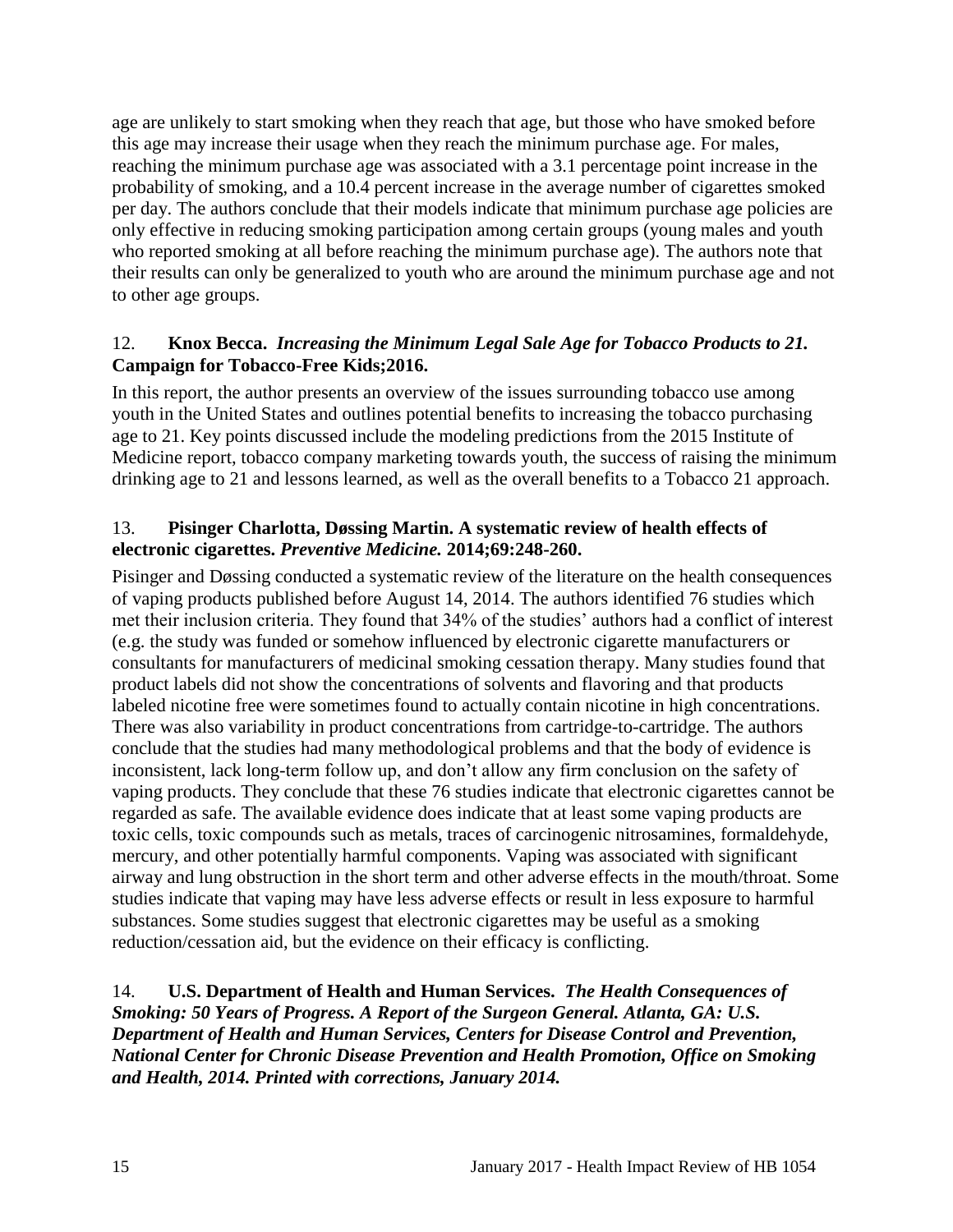age are unlikely to start smoking when they reach that age, but those who have smoked before this age may increase their usage when they reach the minimum purchase age. For males, reaching the minimum purchase age was associated with a 3.1 percentage point increase in the probability of smoking, and a 10.4 percent increase in the average number of cigarettes smoked per day. The authors conclude that their models indicate that minimum purchase age policies are only effective in reducing smoking participation among certain groups (young males and youth who reported smoking at all before reaching the minimum purchase age). The authors note that their results can only be generalized to youth who are around the minimum purchase age and not to other age groups.

12. **Knox Becca.** ***Increasing the Minimum Legal Sale Age for Tobacco Products to 21.*** **Campaign for Tobacco-Free Kids;2016.**

In this report, the author presents an overview of the issues surrounding tobacco use among youth in the United States and outlines potential benefits to increasing the tobacco purchasing age to 21. Key points discussed include the modeling predictions from the 2015 Institute of Medicine report, tobacco company marketing towards youth, the success of raising the minimum drinking age to 21 and lessons learned, as well as the overall benefits to a Tobacco 21 approach.

13. **Pisinger Charlotta, Døssing Martin. A systematic review of health effects of electronic cigarettes.** ***Preventive Medicine.*** **2014;69:248-260.**

Pisinger and Døssing conducted a systematic review of the literature on the health consequences of vaping products published before August 14, 2014. The authors identified 76 studies which met their inclusion criteria. They found that 34% of the studies' authors had a conflict of interest (e.g. the study was funded or somehow influenced by electronic cigarette manufacturers or consultants for manufacturers of medicinal smoking cessation therapy. Many studies found that product labels did not show the concentrations of solvents and flavoring and that products labeled nicotine free were sometimes found to actually contain nicotine in high concentrations. There was also variability in product concentrations from cartridge-to-cartridge. The authors conclude that the studies had many methodological problems and that the body of evidence is inconsistent, lack long-term follow up, and don't allow any firm conclusion on the safety of vaping products. They conclude that these 76 studies indicate that electronic cigarettes cannot be regarded as safe. The available evidence does indicate that at least some vaping products are toxic cells, toxic compounds such as metals, traces of carcinogenic nitrosamines, formaldehyde, mercury, and other potentially harmful components. Vaping was associated with significant airway and lung obstruction in the short term and other adverse effects in the mouth/throat. Some studies indicate that vaping may have less adverse effects or result in less exposure to harmful substances. Some studies suggest that electronic cigarettes may be useful as a smoking reduction/cessation aid, but the evidence on their efficacy is conflicting.

14. **U.S. Department of Health and Human Services.** ***The Health Consequences of Smoking: 50 Years of Progress. A Report of the Surgeon General. Atlanta, GA: U.S. Department of Health and Human Services, Centers for Disease Control and Prevention, National Center for Chronic Disease Prevention and Health Promotion, Office on Smoking and Health, 2014. Printed with corrections, January 2014.***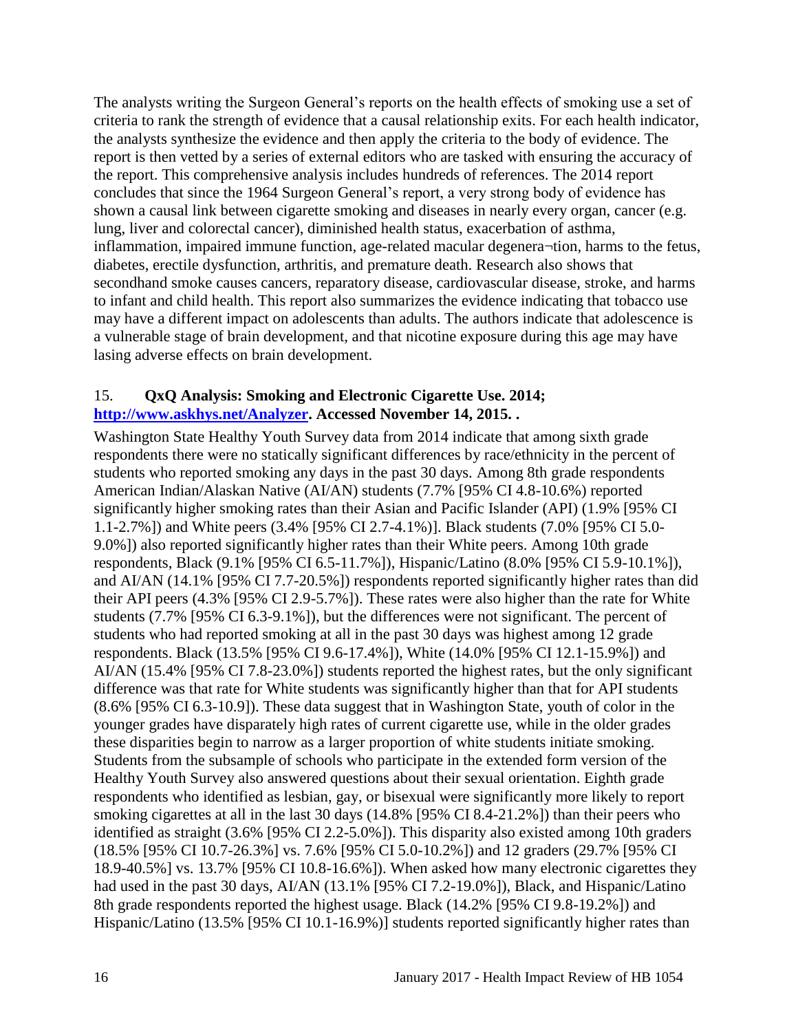The analysts writing the Surgeon General's reports on the health effects of smoking use a set of criteria to rank the strength of evidence that a causal relationship exits. For each health indicator, the analysts synthesize the evidence and then apply the criteria to the body of evidence. The report is then vetted by a series of external editors who are tasked with ensuring the accuracy of the report. This comprehensive analysis includes hundreds of references. The 2014 report concludes that since the 1964 Surgeon General's report, a very strong body of evidence has shown a causal link between cigarette smoking and diseases in nearly every organ, cancer (e.g. lung, liver and colorectal cancer), diminished health status, exacerbation of asthma, inflammation, impaired immune function, age-related macular degenera¬tion, harms to the fetus, diabetes, erectile dysfunction, arthritis, and premature death. Research also shows that secondhand smoke causes cancers, reparatory disease, cardiovascular disease, stroke, and harms to infant and child health. This report also summarizes the evidence indicating that tobacco use may have a different impact on adolescents than adults. The authors indicate that adolescence is a vulnerable stage of brain development, and that nicotine exposure during this age may have lasing adverse effects on brain development.

15. **QxQ Analysis: Smoking and Electronic Cigarette Use. 2014; [http://www.askhys.net/Analyzer](http://www.askhys.net/Analyzer). Accessed November 14, 2015. .**

Washington State Healthy Youth Survey data from 2014 indicate that among sixth grade respondents there were no statically significant differences by race/ethnicity in the percent of students who reported smoking any days in the past 30 days. Among 8th grade respondents American Indian/Alaskan Native (AI/AN) students (7.7% [95% CI 4.8-10.6%) reported significantly higher smoking rates than their Asian and Pacific Islander (API) (1.9% [95% CI 1.1-2.7%]) and White peers (3.4% [95% CI 2.7-4.1%)]. Black students (7.0% [95% CI 5.0-9.0%]) also reported significantly higher rates than their White peers. Among 10th grade respondents, Black (9.1% [95% CI 6.5-11.7%]), Hispanic/Latino (8.0% [95% CI 5.9-10.1%]), and AI/AN (14.1% [95% CI 7.7-20.5%]) respondents reported significantly higher rates than did their API peers (4.3% [95% CI 2.9-5.7%]). These rates were also higher than the rate for White students (7.7% [95% CI 6.3-9.1%]), but the differences were not significant. The percent of students who had reported smoking at all in the past 30 days was highest among 12 grade respondents. Black (13.5% [95% CI 9.6-17.4%]), White (14.0% [95% CI 12.1-15.9%]) and AI/AN (15.4% [95% CI 7.8-23.0%]) students reported the highest rates, but the only significant difference was that rate for White students was significantly higher than that for API students (8.6% [95% CI 6.3-10.9]). These data suggest that in Washington State, youth of color in the younger grades have disparately high rates of current cigarette use, while in the older grades these disparities begin to narrow as a larger proportion of white students initiate smoking. Students from the subsample of schools who participate in the extended form version of the Healthy Youth Survey also answered questions about their sexual orientation. Eighth grade respondents who identified as lesbian, gay, or bisexual were significantly more likely to report smoking cigarettes at all in the last 30 days (14.8% [95% CI 8.4-21.2%]) than their peers who identified as straight (3.6% [95% CI 2.2-5.0%]). This disparity also existed among 10th graders (18.5% [95% CI 10.7-26.3%] vs. 7.6% [95% CI 5.0-10.2%]) and 12 graders (29.7% [95% CI 18.9-40.5%] vs. 13.7% [95% CI 10.8-16.6%]). When asked how many electronic cigarettes they had used in the past 30 days, AI/AN (13.1% [95% CI 7.2-19.0%]), Black, and Hispanic/Latino 8th grade respondents reported the highest usage. Black (14.2% [95% CI 9.8-19.2%]) and Hispanic/Latino (13.5% [95% CI 10.1-16.9%)] students reported significantly higher rates than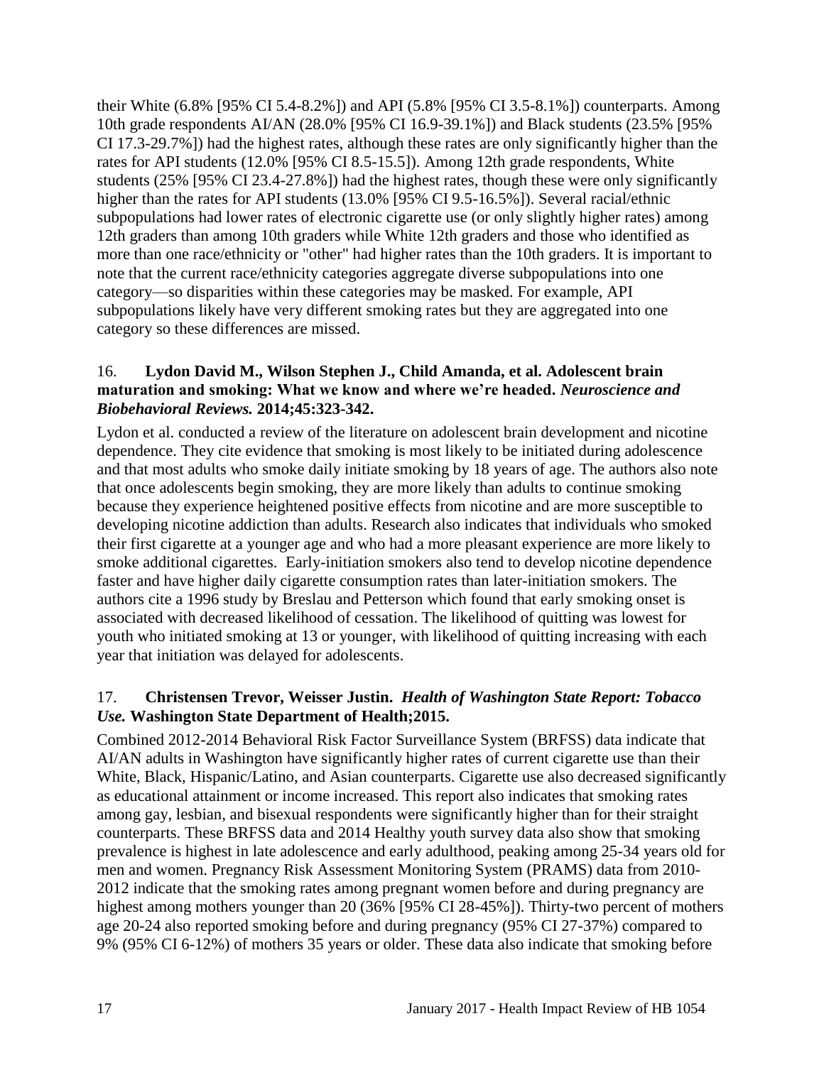their White (6.8% [95% CI 5.4-8.2%]) and API (5.8% [95% CI 3.5-8.1%]) counterparts. Among 10th grade respondents AI/AN (28.0% [95% CI 16.9-39.1%]) and Black students (23.5% [95% CI 17.3-29.7%]) had the highest rates, although these rates are only significantly higher than the rates for API students (12.0% [95% CI 8.5-15.5]). Among 12th grade respondents, White students (25% [95% CI 23.4-27.8%]) had the highest rates, though these were only significantly higher than the rates for API students (13.0% [95% CI 9.5-16.5%]). Several racial/ethnic subpopulations had lower rates of electronic cigarette use (or only slightly higher rates) among 12th graders than among 10th graders while White 12th graders and those who identified as more than one race/ethnicity or "other" had higher rates than the 10th graders. It is important to note that the current race/ethnicity categories aggregate diverse subpopulations into one category—so disparities within these categories may be masked. For example, API subpopulations likely have very different smoking rates but they are aggregated into one category so these differences are missed.

16. **Lydon David M., Wilson Stephen J., Child Amanda, et al. Adolescent brain maturation and smoking: What we know and where we're headed.** ***Neuroscience and Biobehavioral Reviews.*** **2014;45:323-342.**

Lydon et al. conducted a review of the literature on adolescent brain development and nicotine dependence. They cite evidence that smoking is most likely to be initiated during adolescence and that most adults who smoke daily initiate smoking by 18 years of age. The authors also note that once adolescents begin smoking, they are more likely than adults to continue smoking because they experience heightened positive effects from nicotine and are more susceptible to developing nicotine addiction than adults. Research also indicates that individuals who smoked their first cigarette at a younger age and who had a more pleasant experience are more likely to smoke additional cigarettes. Early-initiation smokers also tend to develop nicotine dependence faster and have higher daily cigarette consumption rates than later-initiation smokers. The authors cite a 1996 study by Breslau and Petterson which found that early smoking onset is associated with decreased likelihood of cessation. The likelihood of quitting was lowest for youth who initiated smoking at 13 or younger, with likelihood of quitting increasing with each year that initiation was delayed for adolescents.

17. **Christensen Trevor, Weisser Justin.** ***Health of Washington State Report: Tobacco Use.*** **Washington State Department of Health;2015.**

Combined 2012-2014 Behavioral Risk Factor Surveillance System (BRFSS) data indicate that AI/AN adults in Washington have significantly higher rates of current cigarette use than their White, Black, Hispanic/Latino, and Asian counterparts. Cigarette use also decreased significantly as educational attainment or income increased. This report also indicates that smoking rates among gay, lesbian, and bisexual respondents were significantly higher than for their straight counterparts. These BRFSS data and 2014 Healthy youth survey data also show that smoking prevalence is highest in late adolescence and early adulthood, peaking among 25-34 years old for men and women. Pregnancy Risk Assessment Monitoring System (PRAMS) data from 2010-2012 indicate that the smoking rates among pregnant women before and during pregnancy are highest among mothers younger than 20 (36% [95% CI 28-45%]). Thirty-two percent of mothers age 20-24 also reported smoking before and during pregnancy (95% CI 27-37%) compared to 9% (95% CI 6-12%) of mothers 35 years or older. These data also indicate that smoking before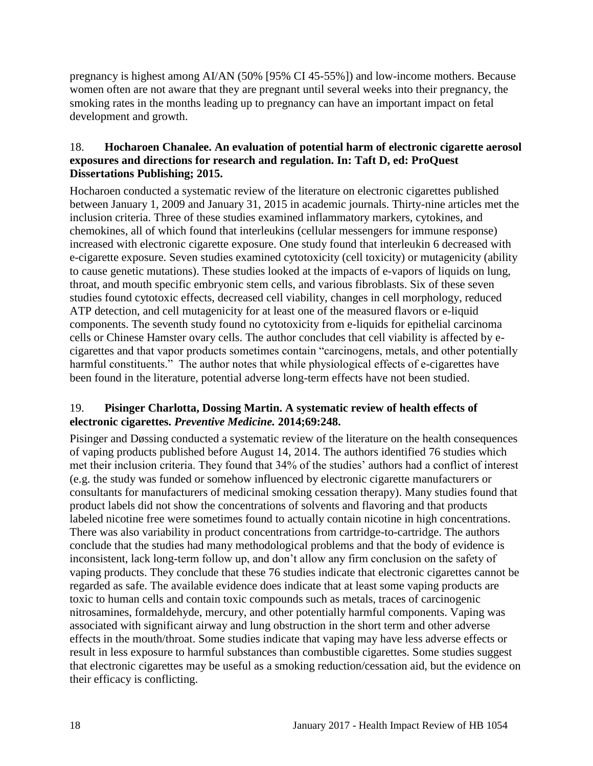pregnancy is highest among AI/AN (50% [95% CI 45-55%]) and low-income mothers. Because women often are not aware that they are pregnant until several weeks into their pregnancy, the smoking rates in the months leading up to pregnancy can have an important impact on fetal development and growth.

18. **Hocharoen Chanalee. An evaluation of potential harm of electronic cigarette aerosol exposures and directions for research and regulation. In: Taft D, ed: ProQuest Dissertations Publishing; 2015.**

Hocharoen conducted a systematic review of the literature on electronic cigarettes published between January 1, 2009 and January 31, 2015 in academic journals. Thirty-nine articles met the inclusion criteria. Three of these studies examined inflammatory markers, cytokines, and chemokines, all of which found that interleukins (cellular messengers for immune response) increased with electronic cigarette exposure. One study found that interleukin 6 decreased with e-cigarette exposure. Seven studies examined cytotoxicity (cell toxicity) or mutagenicity (ability to cause genetic mutations). These studies looked at the impacts of e-vapors of liquids on lung, throat, and mouth specific embryonic stem cells, and various fibroblasts. Six of these seven studies found cytotoxic effects, decreased cell viability, changes in cell morphology, reduced ATP detection, and cell mutagenicity for at least one of the measured flavors or e-liquid components. The seventh study found no cytotoxicity from e-liquids for epithelial carcinoma cells or Chinese Hamster ovary cells. The author concludes that cell viability is affected by e-cigarettes and that vapor products sometimes contain "carcinogens, metals, and other potentially harmful constituents." The author notes that while physiological effects of e-cigarettes have been found in the literature, potential adverse long-term effects have not been studied.

19. **Pisinger Charlotta, Dossing Martin. A systematic review of health effects of electronic cigarettes. *Preventive Medicine.* 2014;69:248.**

Pisinger and Døssing conducted a systematic review of the literature on the health consequences of vaping products published before August 14, 2014. The authors identified 76 studies which met their inclusion criteria. They found that 34% of the studies' authors had a conflict of interest (e.g. the study was funded or somehow influenced by electronic cigarette manufacturers or consultants for manufacturers of medicinal smoking cessation therapy). Many studies found that product labels did not show the concentrations of solvents and flavoring and that products labeled nicotine free were sometimes found to actually contain nicotine in high concentrations. There was also variability in product concentrations from cartridge-to-cartridge. The authors conclude that the studies had many methodological problems and that the body of evidence is inconsistent, lack long-term follow up, and don't allow any firm conclusion on the safety of vaping products. They conclude that these 76 studies indicate that electronic cigarettes cannot be regarded as safe. The available evidence does indicate that at least some vaping products are toxic to human cells and contain toxic compounds such as metals, traces of carcinogenic nitrosamines, formaldehyde, mercury, and other potentially harmful components. Vaping was associated with significant airway and lung obstruction in the short term and other adverse effects in the mouth/throat. Some studies indicate that vaping may have less adverse effects or result in less exposure to harmful substances than combustible cigarettes. Some studies suggest that electronic cigarettes may be useful as a smoking reduction/cessation aid, but the evidence on their efficacy is conflicting.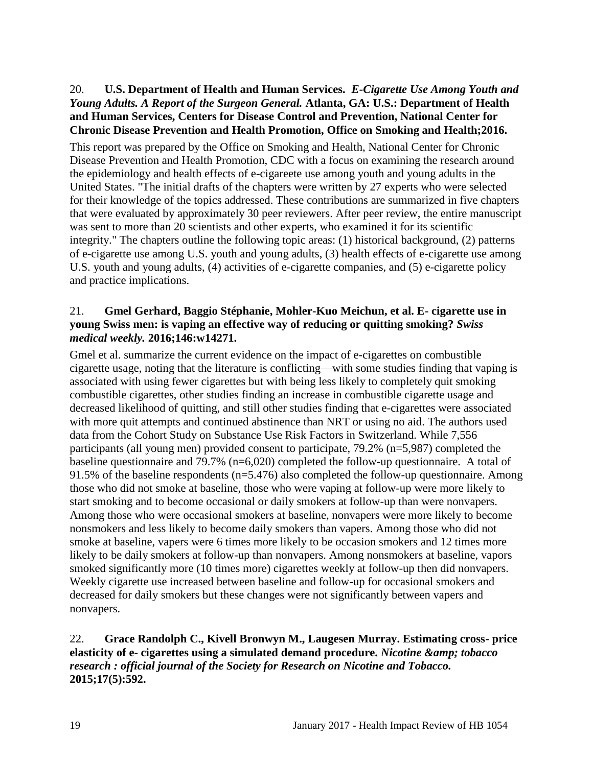20. **U.S. Department of Health and Human Services.** ***E-Cigarette Use Among Youth and Young Adults. A Report of the Surgeon General.*** **Atlanta, GA: U.S.: Department of Health and Human Services, Centers for Disease Control and Prevention, National Center for Chronic Disease Prevention and Health Promotion, Office on Smoking and Health;2016.**

This report was prepared by the Office on Smoking and Health, National Center for Chronic Disease Prevention and Health Promotion, CDC with a focus on examining the research around the epidemiology and health effects of e-cigareete use among youth and young adults in the United States. "The initial drafts of the chapters were written by 27 experts who were selected for their knowledge of the topics addressed. These contributions are summarized in five chapters that were evaluated by approximately 30 peer reviewers. After peer review, the entire manuscript was sent to more than 20 scientists and other experts, who examined it for its scientific integrity." The chapters outline the following topic areas: (1) historical background, (2) patterns of e-cigarette use among U.S. youth and young adults, (3) health effects of e-cigarette use among U.S. youth and young adults, (4) activities of e-cigarette companies, and (5) e-cigarette policy and practice implications.

21. **Gmel Gerhard, Baggio Stéphanie, Mohler-Kuo Meichun, et al. E- cigarette use in young Swiss men: is vaping an effective way of reducing or quitting smoking?** ***Swiss medical weekly.*** **2016;146:w14271.**

Gmel et al. summarize the current evidence on the impact of e-cigarettes on combustible cigarette usage, noting that the literature is conflicting—with some studies finding that vaping is associated with using fewer cigarettes but with being less likely to completely quit smoking combustible cigarettes, other studies finding an increase in combustible cigarette usage and decreased likelihood of quitting, and still other studies finding that e-cigarettes were associated with more quit attempts and continued abstinence than NRT or using no aid. The authors used data from the Cohort Study on Substance Use Risk Factors in Switzerland. While 7,556 participants (all young men) provided consent to participate, 79.2% (n=5,987) completed the baseline questionnaire and 79.7% (n=6,020) completed the follow-up questionnaire. A total of 91.5% of the baseline respondents (n=5.476) also completed the follow-up questionnaire. Among those who did not smoke at baseline, those who were vaping at follow-up were more likely to start smoking and to become occasional or daily smokers at follow-up than were nonvapers. Among those who were occasional smokers at baseline, nonvapers were more likely to become nonsmokers and less likely to become daily smokers than vapers. Among those who did not smoke at baseline, vapers were 6 times more likely to be occasion smokers and 12 times more likely to be daily smokers at follow-up than nonvapers. Among nonsmokers at baseline, vapors smoked significantly more (10 times more) cigarettes weekly at follow-up then did nonvapers. Weekly cigarette use increased between baseline and follow-up for occasional smokers and decreased for daily smokers but these changes were not significantly between vapers and nonvapers.

22. **Grace Randolph C., Kivell Bronwyn M., Laugesen Murray. Estimating cross- price elasticity of e- cigarettes using a simulated demand procedure.** ***Nicotine &amp; tobacco research : official journal of the Society for Research on Nicotine and Tobacco.*** **2015;17(5):592.**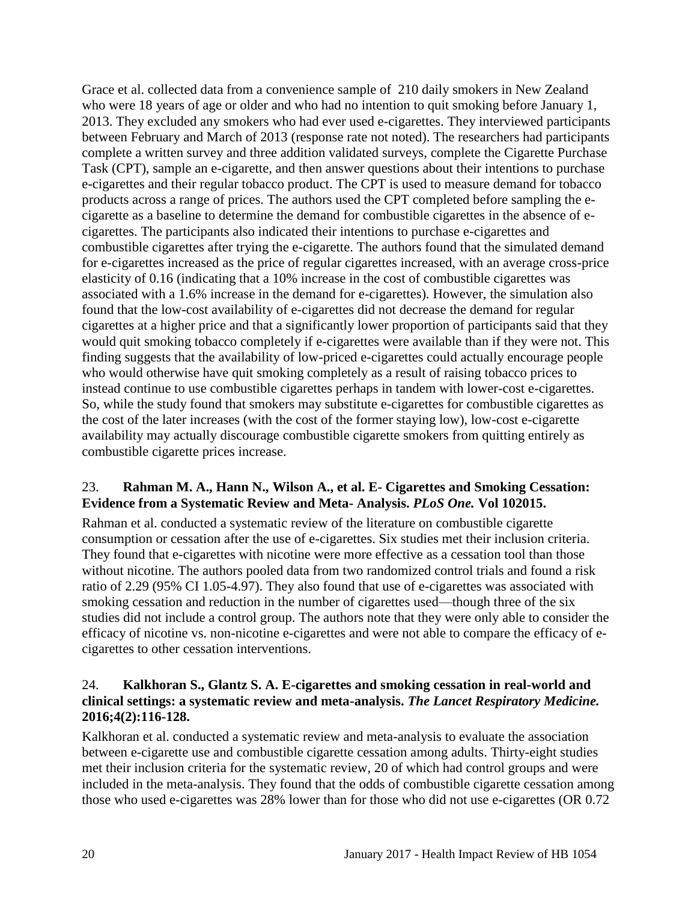Grace et al. collected data from a convenience sample of 210 daily smokers in New Zealand who were 18 years of age or older and who had no intention to quit smoking before January 1, 2013. They excluded any smokers who had ever used e-cigarettes. They interviewed participants between February and March of 2013 (response rate not noted). The researchers had participants complete a written survey and three addition validated surveys, complete the Cigarette Purchase Task (CPT), sample an e-cigarette, and then answer questions about their intentions to purchase e-cigarettes and their regular tobacco product. The CPT is used to measure demand for tobacco products across a range of prices. The authors used the CPT completed before sampling the e-cigarette as a baseline to determine the demand for combustible cigarettes in the absence of e-cigarettes. The participants also indicated their intentions to purchase e-cigarettes and combustible cigarettes after trying the e-cigarette. The authors found that the simulated demand for e-cigarettes increased as the price of regular cigarettes increased, with an average cross-price elasticity of 0.16 (indicating that a 10% increase in the cost of combustible cigarettes was associated with a 1.6% increase in the demand for e-cigarettes). However, the simulation also found that the low-cost availability of e-cigarettes did not decrease the demand for regular cigarettes at a higher price and that a significantly lower proportion of participants said that they would quit smoking tobacco completely if e-cigarettes were available than if they were not. This finding suggests that the availability of low-priced e-cigarettes could actually encourage people who would otherwise have quit smoking completely as a result of raising tobacco prices to instead continue to use combustible cigarettes perhaps in tandem with lower-cost e-cigarettes. So, while the study found that smokers may substitute e-cigarettes for combustible cigarettes as the cost of the later increases (with the cost of the former staying low), low-cost e-cigarette availability may actually discourage combustible cigarette smokers from quitting entirely as combustible cigarette prices increase.

### 23. **Rahman M. A., Hann N., Wilson A., et al. E- Cigarettes and Smoking Cessation: Evidence from a Systematic Review and Meta- Analysis. *PLoS One.* Vol 102015.**

Rahman et al. conducted a systematic review of the literature on combustible cigarette consumption or cessation after the use of e-cigarettes. Six studies met their inclusion criteria. They found that e-cigarettes with nicotine were more effective as a cessation tool than those without nicotine. The authors pooled data from two randomized control trials and found a risk ratio of 2.29 (95% CI 1.05-4.97). They also found that use of e-cigarettes was associated with smoking cessation and reduction in the number of cigarettes used—though three of the six studies did not include a control group. The authors note that they were only able to consider the efficacy of nicotine vs. non-nicotine e-cigarettes and were not able to compare the efficacy of e-cigarettes to other cessation interventions.

### 24. **Kalkhoran S., Glantz S. A. E-cigarettes and smoking cessation in real-world and clinical settings: a systematic review and meta-analysis. *The Lancet Respiratory Medicine.* 2016;4(2):116-128.**

Kalkhoran et al. conducted a systematic review and meta-analysis to evaluate the association between e-cigarette use and combustible cigarette cessation among adults. Thirty-eight studies met their inclusion criteria for the systematic review, 20 of which had control groups and were included in the meta-analysis. They found that the odds of combustible cigarette cessation among those who used e-cigarettes was 28% lower than for those who did not use e-cigarettes (OR 0.72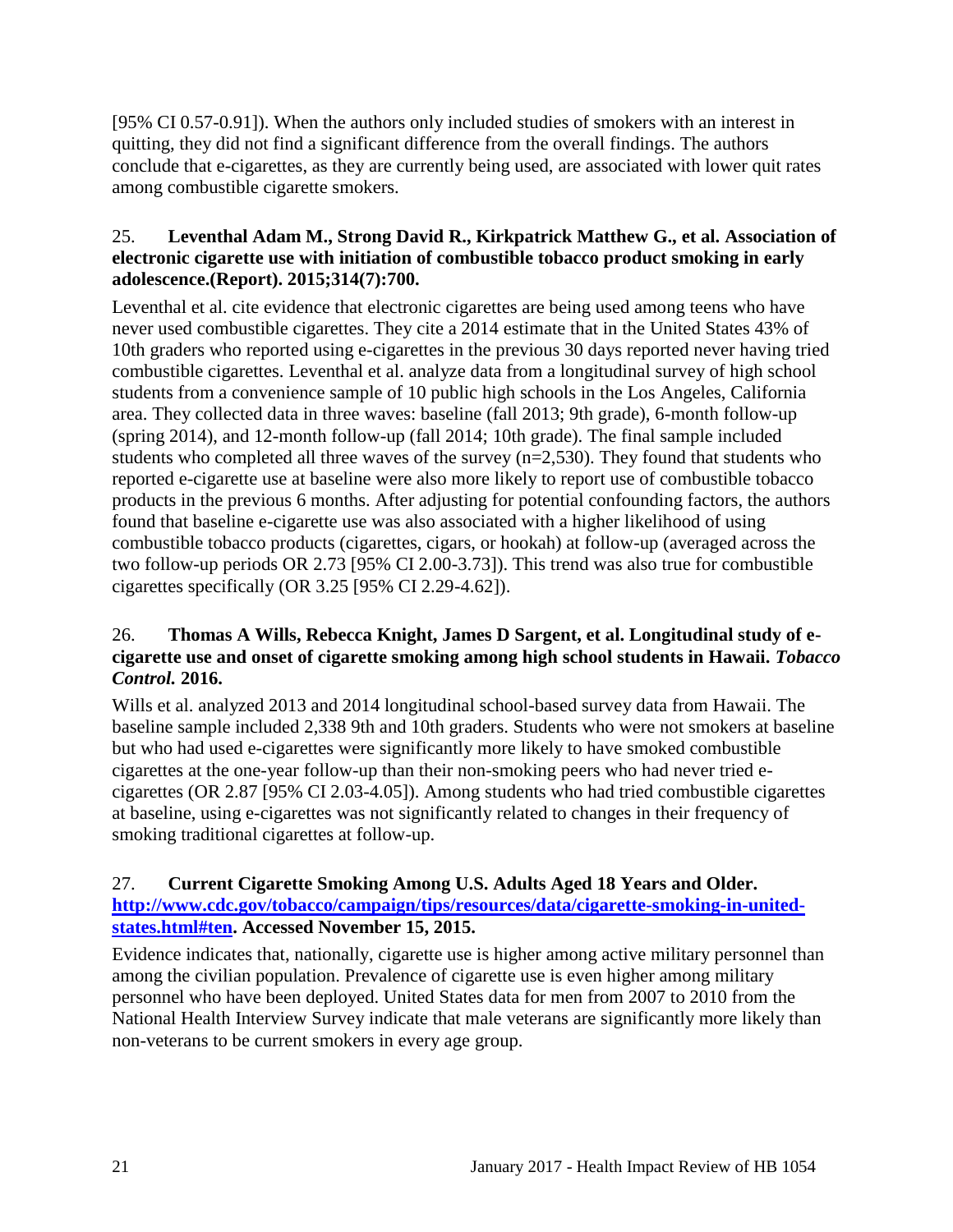[95% CI 0.57-0.91]). When the authors only included studies of smokers with an interest in quitting, they did not find a significant difference from the overall findings. The authors conclude that e-cigarettes, as they are currently being used, are associated with lower quit rates among combustible cigarette smokers.

25. **Leventhal Adam M., Strong David R., Kirkpatrick Matthew G., et al. Association of electronic cigarette use with initiation of combustible tobacco product smoking in early adolescence.(Report). 2015;314(7):700.**

Leventhal et al. cite evidence that electronic cigarettes are being used among teens who have never used combustible cigarettes. They cite a 2014 estimate that in the United States 43% of 10th graders who reported using e-cigarettes in the previous 30 days reported never having tried combustible cigarettes. Leventhal et al. analyze data from a longitudinal survey of high school students from a convenience sample of 10 public high schools in the Los Angeles, California area. They collected data in three waves: baseline (fall 2013; 9th grade), 6-month follow-up (spring 2014), and 12-month follow-up (fall 2014; 10th grade). The final sample included students who completed all three waves of the survey (n=2,530). They found that students who reported e-cigarette use at baseline were also more likely to report use of combustible tobacco products in the previous 6 months. After adjusting for potential confounding factors, the authors found that baseline e-cigarette use was also associated with a higher likelihood of using combustible tobacco products (cigarettes, cigars, or hookah) at follow-up (averaged across the two follow-up periods OR 2.73 [95% CI 2.00-3.73]). This trend was also true for combustible cigarettes specifically (OR 3.25 [95% CI 2.29-4.62]).

26. **Thomas A Wills, Rebecca Knight, James D Sargent, et al. Longitudinal study of e-cigarette use and onset of cigarette smoking among high school students in Hawaii.** ***Tobacco Control.*** **2016.**

Wills et al. analyzed 2013 and 2014 longitudinal school-based survey data from Hawaii. The baseline sample included 2,338 9th and 10th graders. Students who were not smokers at baseline but who had used e-cigarettes were significantly more likely to have smoked combustible cigarettes at the one-year follow-up than their non-smoking peers who had never tried e-cigarettes (OR 2.87 [95% CI 2.03-4.05]). Among students who had tried combustible cigarettes at baseline, using e-cigarettes was not significantly related to changes in their frequency of smoking traditional cigarettes at follow-up.

27. **Current Cigarette Smoking Among U.S. Adults Aged 18 Years and Older. [http://www.cdc.gov/tobacco/campaign/tips/resources/data/cigarette-smoking-in-united-states.html#ten](http://www.cdc.gov/tobacco/campaign/tips/resources/data/cigarette-smoking-in-united-states.html#ten). Accessed November 15, 2015.**

Evidence indicates that, nationally, cigarette use is higher among active military personnel than among the civilian population. Prevalence of cigarette use is even higher among military personnel who have been deployed. United States data for men from 2007 to 2010 from the National Health Interview Survey indicate that male veterans are significantly more likely than non-veterans to be current smokers in every age group.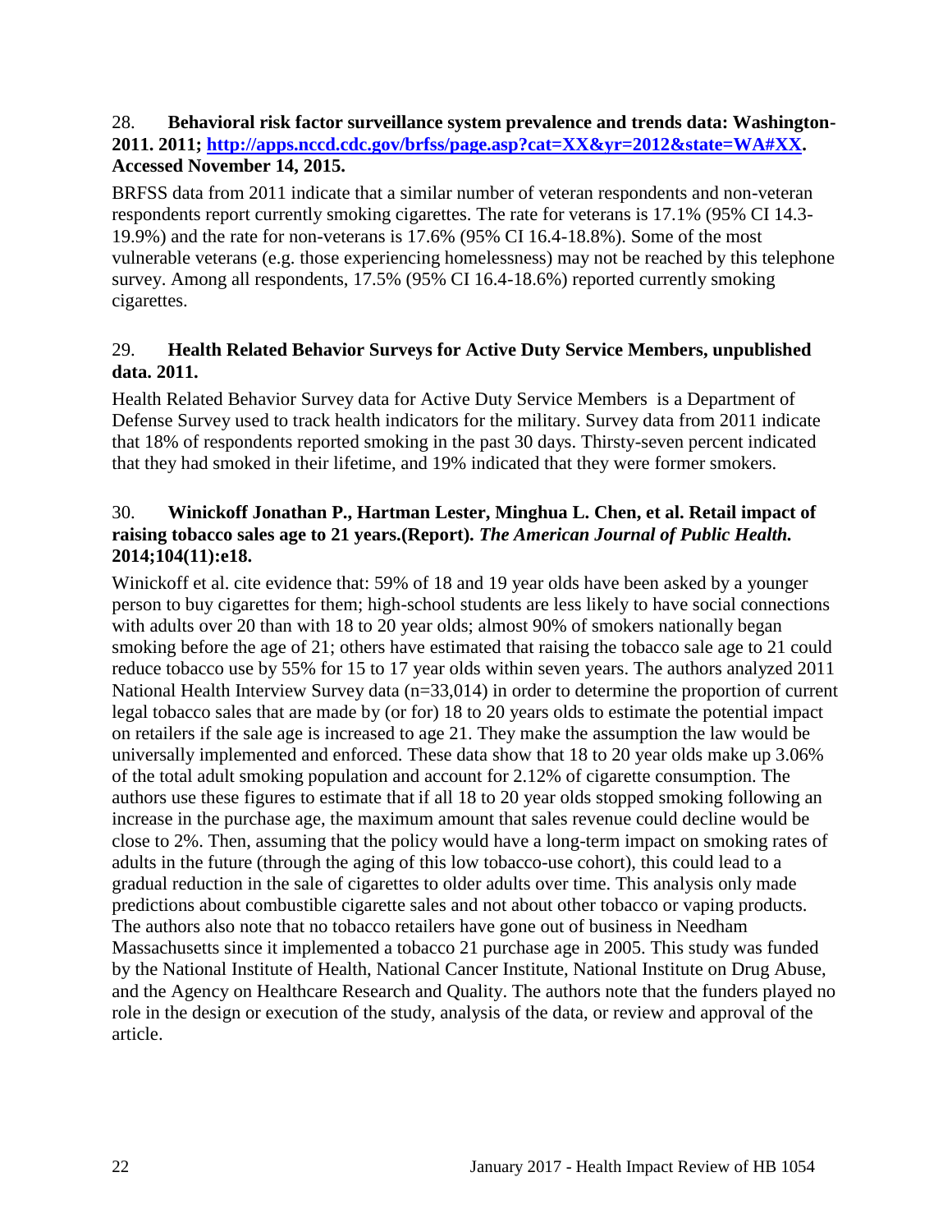28. **Behavioral risk factor surveillance system prevalence and trends data: Washington-2011. 2011; [http://apps.nccd.cdc.gov/brfss/page.asp?cat=XX&yr=2012&state=WA#XX](http://apps.nccd.cdc.gov/brfss/page.asp?cat=XX&yr=2012&state=WA#XX). Accessed November 14, 2015.**

BRFSS data from 2011 indicate that a similar number of veteran respondents and non-veteran respondents report currently smoking cigarettes. The rate for veterans is 17.1% (95% CI 14.3-19.9%) and the rate for non-veterans is 17.6% (95% CI 16.4-18.8%). Some of the most vulnerable veterans (e.g. those experiencing homelessness) may not be reached by this telephone survey. Among all respondents, 17.5% (95% CI 16.4-18.6%) reported currently smoking cigarettes.

29. **Health Related Behavior Surveys for Active Duty Service Members, unpublished data. 2011.**

Health Related Behavior Survey data for Active Duty Service Members is a Department of Defense Survey used to track health indicators for the military. Survey data from 2011 indicate that 18% of respondents reported smoking in the past 30 days. Thirsty-seven percent indicated that they had smoked in their lifetime, and 19% indicated that they were former smokers.

30. **Winickoff Jonathan P., Hartman Lester, Minghua L. Chen, et al. Retail impact of raising tobacco sales age to 21 years.(Report).** ***The American Journal of Public Health.*** **2014;104(11):e18.**

Winickoff et al. cite evidence that: 59% of 18 and 19 year olds have been asked by a younger person to buy cigarettes for them; high-school students are less likely to have social connections with adults over 20 than with 18 to 20 year olds; almost 90% of smokers nationally began smoking before the age of 21; others have estimated that raising the tobacco sale age to 21 could reduce tobacco use by 55% for 15 to 17 year olds within seven years. The authors analyzed 2011 National Health Interview Survey data (n=33,014) in order to determine the proportion of current legal tobacco sales that are made by (or for) 18 to 20 years olds to estimate the potential impact on retailers if the sale age is increased to age 21. They make the assumption the law would be universally implemented and enforced. These data show that 18 to 20 year olds make up 3.06% of the total adult smoking population and account for 2.12% of cigarette consumption. The authors use these figures to estimate that if all 18 to 20 year olds stopped smoking following an increase in the purchase age, the maximum amount that sales revenue could decline would be close to 2%. Then, assuming that the policy would have a long-term impact on smoking rates of adults in the future (through the aging of this low tobacco-use cohort), this could lead to a gradual reduction in the sale of cigarettes to older adults over time. This analysis only made predictions about combustible cigarette sales and not about other tobacco or vaping products. The authors also note that no tobacco retailers have gone out of business in Needham Massachusetts since it implemented a tobacco 21 purchase age in 2005. This study was funded by the National Institute of Health, National Cancer Institute, National Institute on Drug Abuse, and the Agency on Healthcare Research and Quality. The authors note that the funders played no role in the design or execution of the study, analysis of the data, or review and approval of the article.